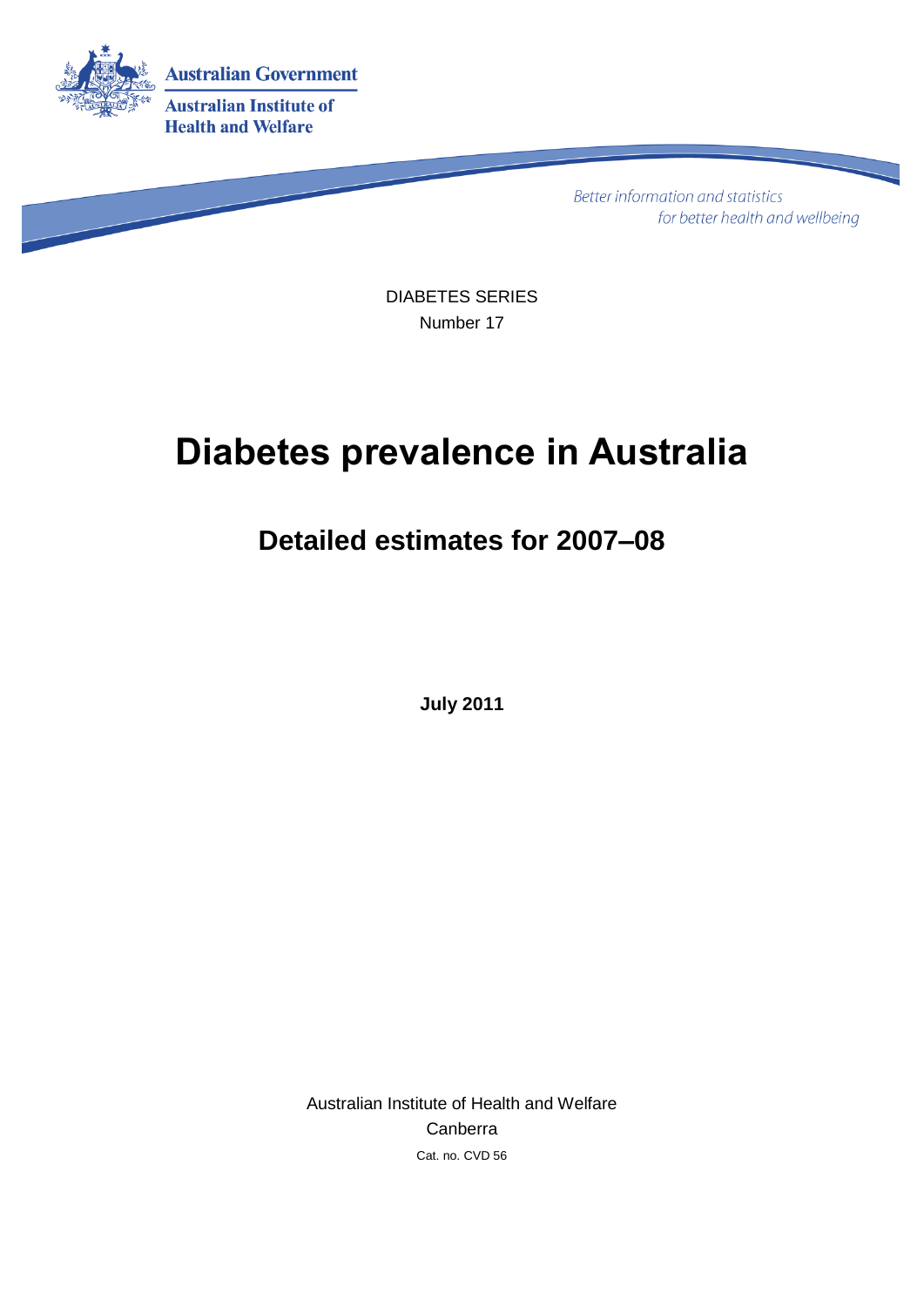Australian Government

Australian Institute of Health and Welfare

*Better information and statistics for better health and wellbeing*

DIABETES SERIES
Number 17

# Diabetes prevalence in Australia

## Detailed estimates for 2007–08

**July 2011**

Australian Institute of Health and Welfare
Canberra
Cat. no. CVD 56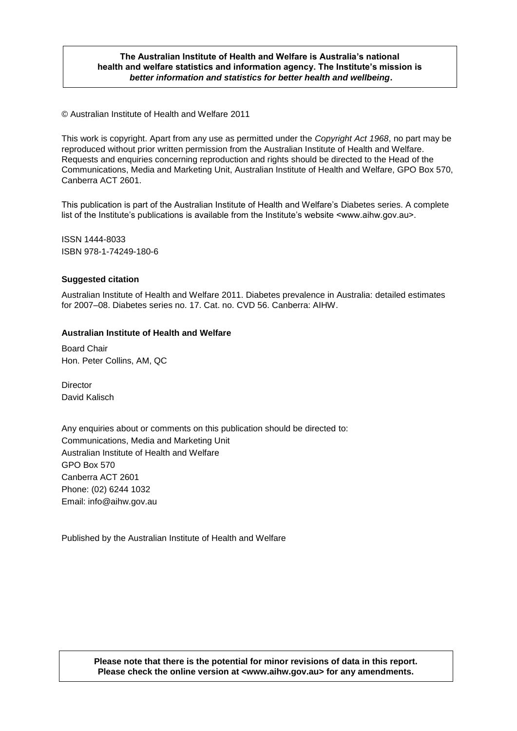**The Australian Institute of Health and Welfare is Australia's national health and welfare statistics and information agency. The Institute's mission is *better information and statistics for better health and wellbeing*.**

© Australian Institute of Health and Welfare 2011

This work is copyright. Apart from any use as permitted under the *Copyright Act 1968*, no part may be reproduced without prior written permission from the Australian Institute of Health and Welfare. Requests and enquiries concerning reproduction and rights should be directed to the Head of the Communications, Media and Marketing Unit, Australian Institute of Health and Welfare, GPO Box 570, Canberra ACT 2601.

This publication is part of the Australian Institute of Health and Welfare's Diabetes series. A complete list of the Institute's publications is available from the Institute's website <www.aihw.gov.au>.

ISSN 1444-8033
ISBN 978-1-74249-180-6

**Suggested citation**

Australian Institute of Health and Welfare 2011. Diabetes prevalence in Australia: detailed estimates for 2007–08. Diabetes series no. 17. Cat. no. CVD 56. Canberra: AIHW.

**Australian Institute of Health and Welfare**

Board Chair
Hon. Peter Collins, AM, QC

Director
David Kalisch

Any enquiries about or comments on this publication should be directed to:
Communications, Media and Marketing Unit
Australian Institute of Health and Welfare
GPO Box 570
Canberra ACT 2601
Phone: (02) 6244 1032
Email: info@aihw.gov.au

Published by the Australian Institute of Health and Welfare

**Please note that there is the potential for minor revisions of data in this report. Please check the online version at <www.aihw.gov.au> for any amendments.**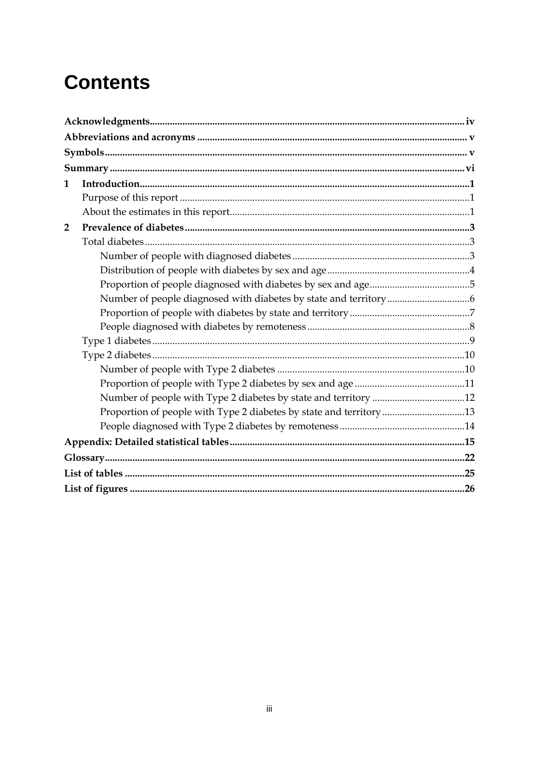# Contents

**Acknowledgments** ..... **iv**

**Abbreviations and acronyms** ..... **v**

**Symbols** ..... **v**

**Summary** ..... **vi**

**1 Introduction** ..... **1**

- Purpose of this report ..... 1
- About the estimates in this report ..... 1

**2 Prevalence of diabetes** ..... **3**

- Total diabetes ..... 3
  - Number of people with diagnosed diabetes ..... 3
  - Distribution of people with diabetes by sex and age ..... 4
  - Proportion of people diagnosed with diabetes by sex and age ..... 5
  - Number of people diagnosed with diabetes by state and territory ..... 6
  - Proportion of people with diabetes by state and territory ..... 7
  - People diagnosed with diabetes by remoteness ..... 8
- Type 1 diabetes ..... 9
- Type 2 diabetes ..... 10
  - Number of people with Type 2 diabetes ..... 10
  - Proportion of people with Type 2 diabetes by sex and age ..... 11
  - Number of people with Type 2 diabetes by state and territory ..... 12
  - Proportion of people with Type 2 diabetes by state and territory ..... 13
  - People diagnosed with Type 2 diabetes by remoteness ..... 14

**Appendix: Detailed statistical tables** ..... **15**

**Glossary** ..... **22**

**List of tables** ..... **25**

**List of figures** ..... **26**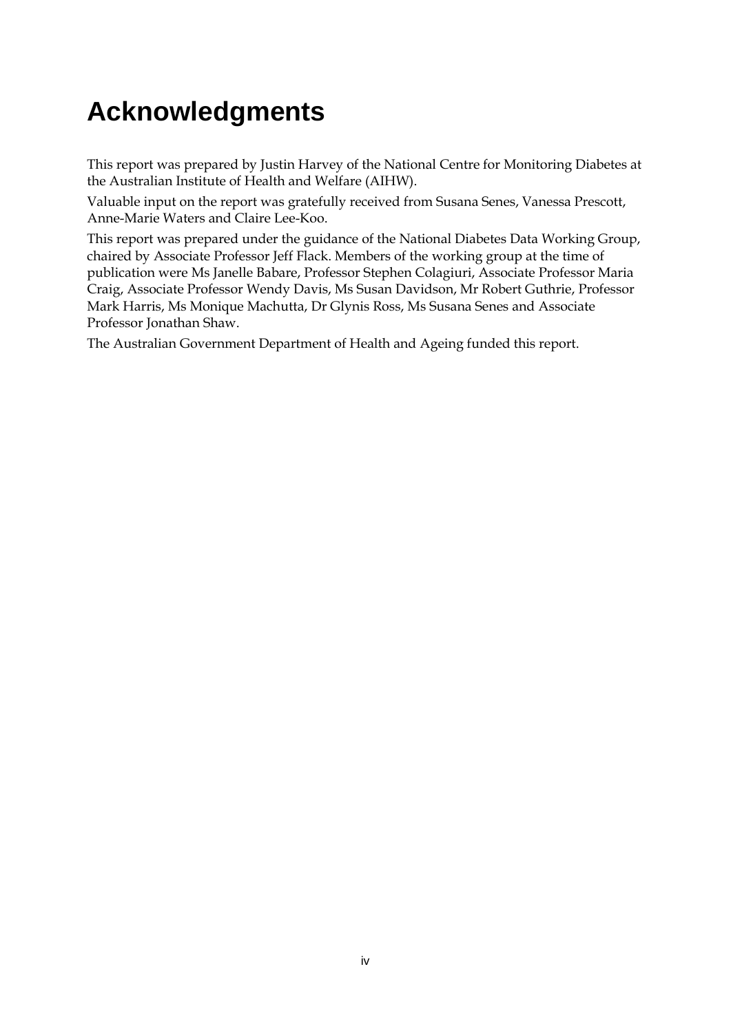# Acknowledgments

This report was prepared by Justin Harvey of the National Centre for Monitoring Diabetes at the Australian Institute of Health and Welfare (AIHW).

Valuable input on the report was gratefully received from Susana Senes, Vanessa Prescott, Anne-Marie Waters and Claire Lee-Koo.

This report was prepared under the guidance of the National Diabetes Data Working Group, chaired by Associate Professor Jeff Flack. Members of the working group at the time of publication were Ms Janelle Babare, Professor Stephen Colagiuri, Associate Professor Maria Craig, Associate Professor Wendy Davis, Ms Susan Davidson, Mr Robert Guthrie, Professor Mark Harris, Ms Monique Machutta, Dr Glynis Ross, Ms Susana Senes and Associate Professor Jonathan Shaw.

The Australian Government Department of Health and Ageing funded this report.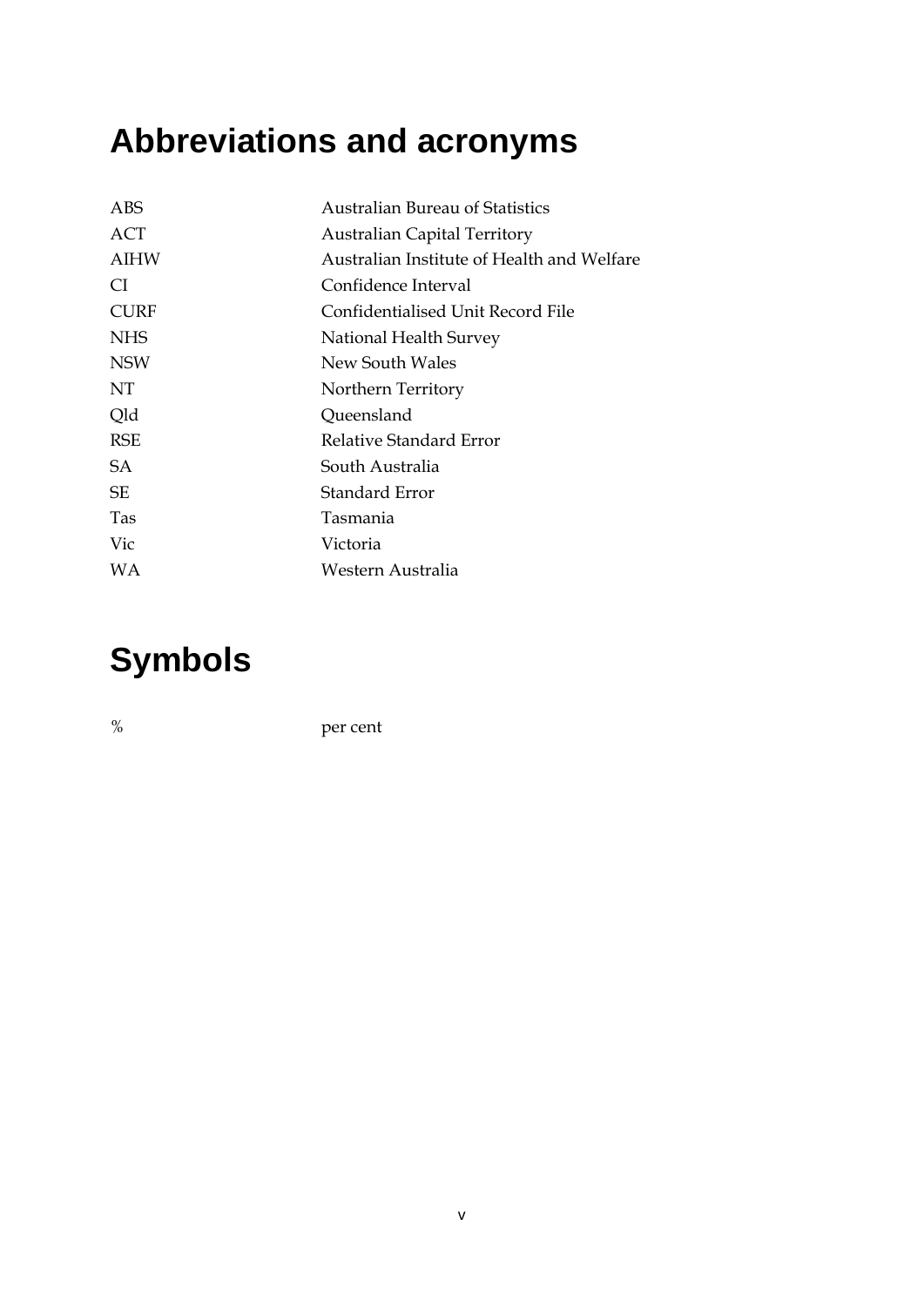# Abbreviations and acronyms

| | |
|---|---|
| ABS | Australian Bureau of Statistics |
| ACT | Australian Capital Territory |
| AIHW | Australian Institute of Health and Welfare |
| CI | Confidence Interval |
| CURF | Confidentialised Unit Record File |
| NHS | National Health Survey |
| NSW | New South Wales |
| NT | Northern Territory |
| Qld | Queensland |
| RSE | Relative Standard Error |
| SA | South Australia |
| SE | Standard Error |
| Tas | Tasmania |
| Vic | Victoria |
| WA | Western Australia |

# Symbols

| | |
|---|---|
| % | per cent |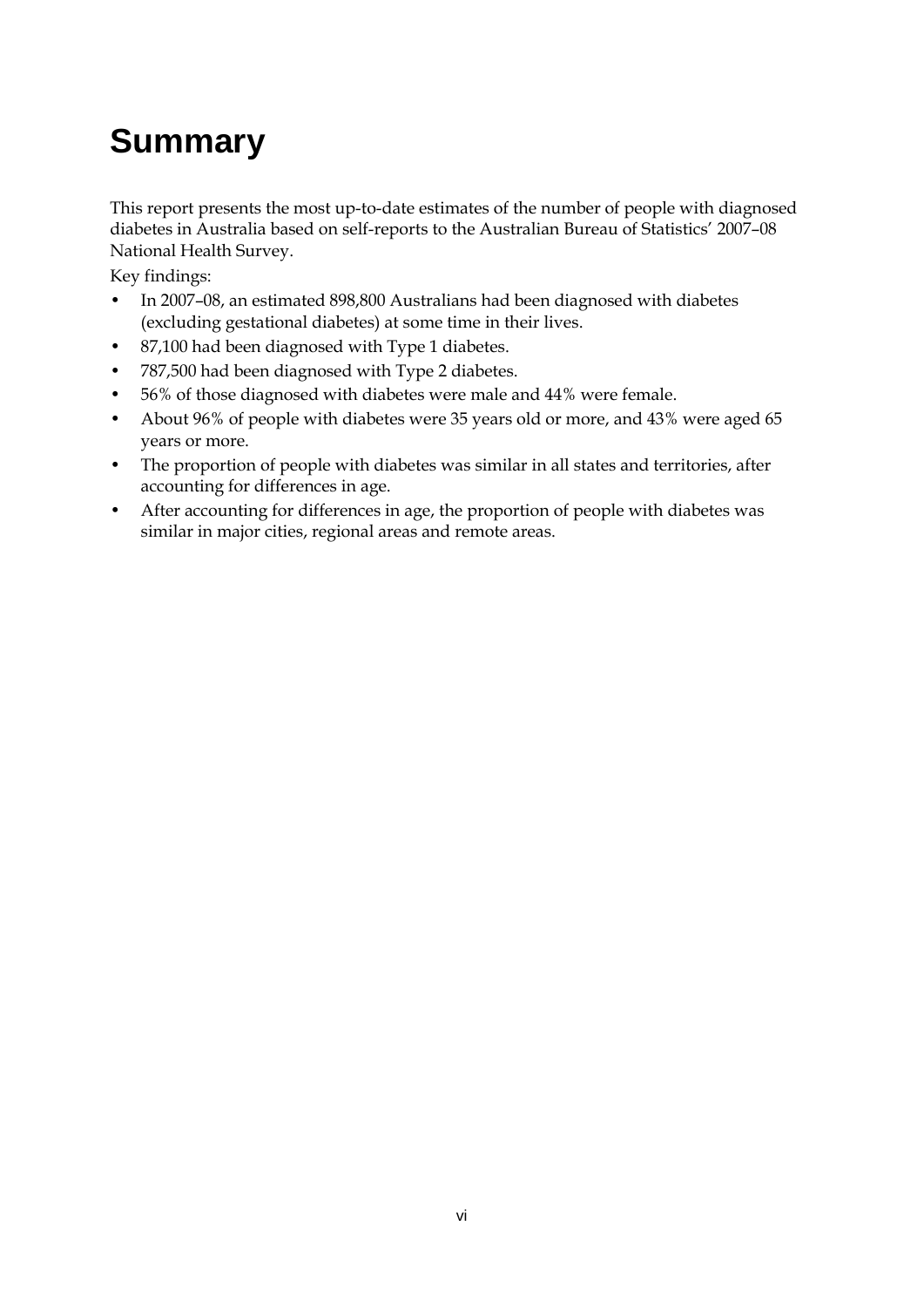# Summary

This report presents the most up-to-date estimates of the number of people with diagnosed diabetes in Australia based on self-reports to the Australian Bureau of Statistics' 2007–08 National Health Survey.

Key findings:

- In 2007–08, an estimated 898,800 Australians had been diagnosed with diabetes (excluding gestational diabetes) at some time in their lives.
- 87,100 had been diagnosed with Type 1 diabetes.
- 787,500 had been diagnosed with Type 2 diabetes.
- 56% of those diagnosed with diabetes were male and 44% were female.
- About 96% of people with diabetes were 35 years old or more, and 43% were aged 65 years or more.
- The proportion of people with diabetes was similar in all states and territories, after accounting for differences in age.
- After accounting for differences in age, the proportion of people with diabetes was similar in major cities, regional areas and remote areas.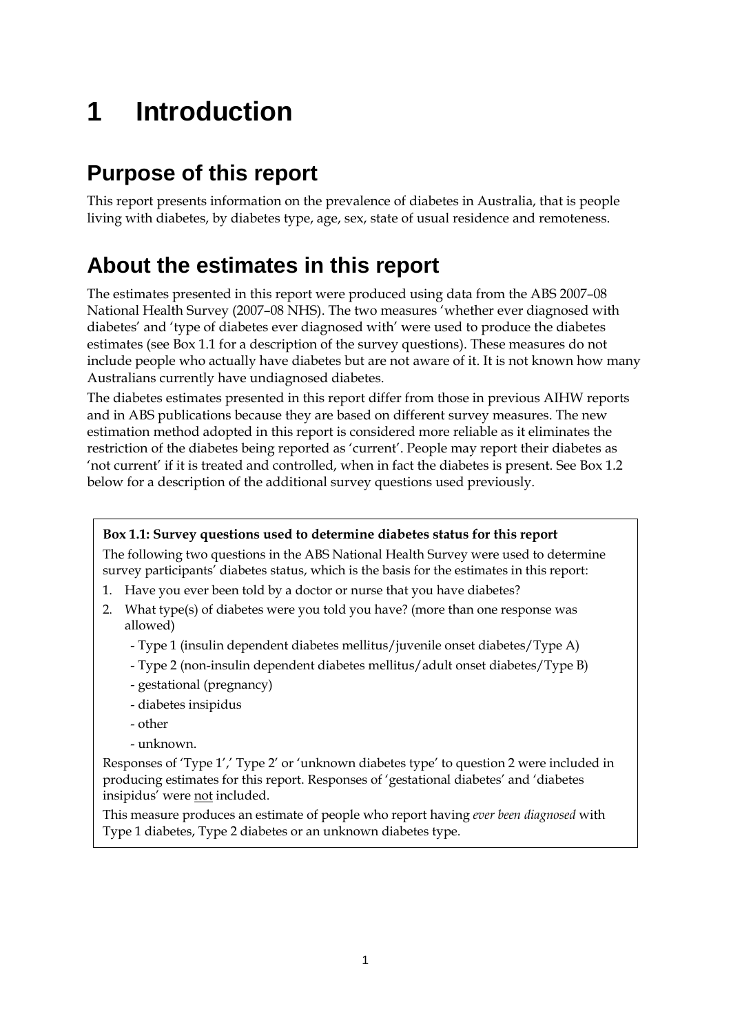# 1 Introduction

## Purpose of this report

This report presents information on the prevalence of diabetes in Australia, that is people living with diabetes, by diabetes type, age, sex, state of usual residence and remoteness.

## About the estimates in this report

The estimates presented in this report were produced using data from the ABS 2007–08 National Health Survey (2007–08 NHS). The two measures 'whether ever diagnosed with diabetes' and 'type of diabetes ever diagnosed with' were used to produce the diabetes estimates (see Box 1.1 for a description of the survey questions). These measures do not include people who actually have diabetes but are not aware of it. It is not known how many Australians currently have undiagnosed diabetes.

The diabetes estimates presented in this report differ from those in previous AIHW reports and in ABS publications because they are based on different survey measures. The new estimation method adopted in this report is considered more reliable as it eliminates the restriction of the diabetes being reported as 'current'. People may report their diabetes as 'not current' if it is treated and controlled, when in fact the diabetes is present. See Box 1.2 below for a description of the additional survey questions used previously.

**Box 1.1: Survey questions used to determine diabetes status for this report**

The following two questions in the ABS National Health Survey were used to determine survey participants' diabetes status, which is the basis for the estimates in this report:

1. Have you ever been told by a doctor or nurse that you have diabetes?
2. What type(s) of diabetes were you told you have? (more than one response was allowed)
   - Type 1 (insulin dependent diabetes mellitus/juvenile onset diabetes/Type A)
   - Type 2 (non-insulin dependent diabetes mellitus/adult onset diabetes/Type B)
   - gestational (pregnancy)
   - diabetes insipidus
   - other
   - unknown.

Responses of 'Type 1',' Type 2' or 'unknown diabetes type' to question 2 were included in producing estimates for this report. Responses of 'gestational diabetes' and 'diabetes insipidus' were <u>not</u> included.

This measure produces an estimate of people who report having *ever been diagnosed* with Type 1 diabetes, Type 2 diabetes or an unknown diabetes type.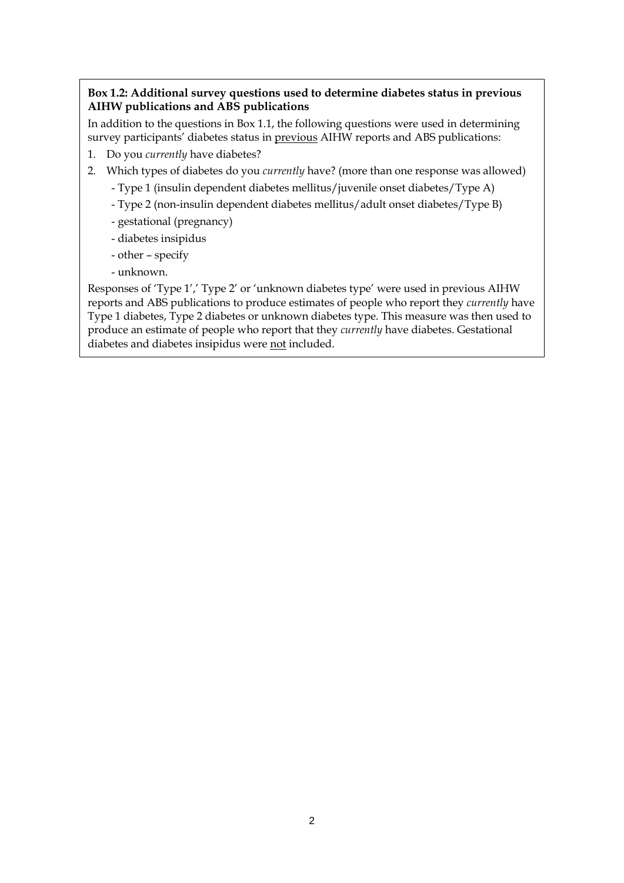**Box 1.2: Additional survey questions used to determine diabetes status in previous AIHW publications and ABS publications**

In addition to the questions in Box 1.1, the following questions were used in determining survey participants' diabetes status in previous AIHW reports and ABS publications:

1. Do you *currently* have diabetes?
2. Which types of diabetes do you *currently* have? (more than one response was allowed)
   - Type 1 (insulin dependent diabetes mellitus/juvenile onset diabetes/Type A)
   - Type 2 (non-insulin dependent diabetes mellitus/adult onset diabetes/Type B)
   - gestational (pregnancy)
   - diabetes insipidus
   - other – specify
   - unknown.

Responses of 'Type 1',' Type 2' or 'unknown diabetes type' were used in previous AIHW reports and ABS publications to produce estimates of people who report they *currently* have Type 1 diabetes, Type 2 diabetes or unknown diabetes type. This measure was then used to produce an estimate of people who report that they *currently* have diabetes. Gestational diabetes and diabetes insipidus were not included.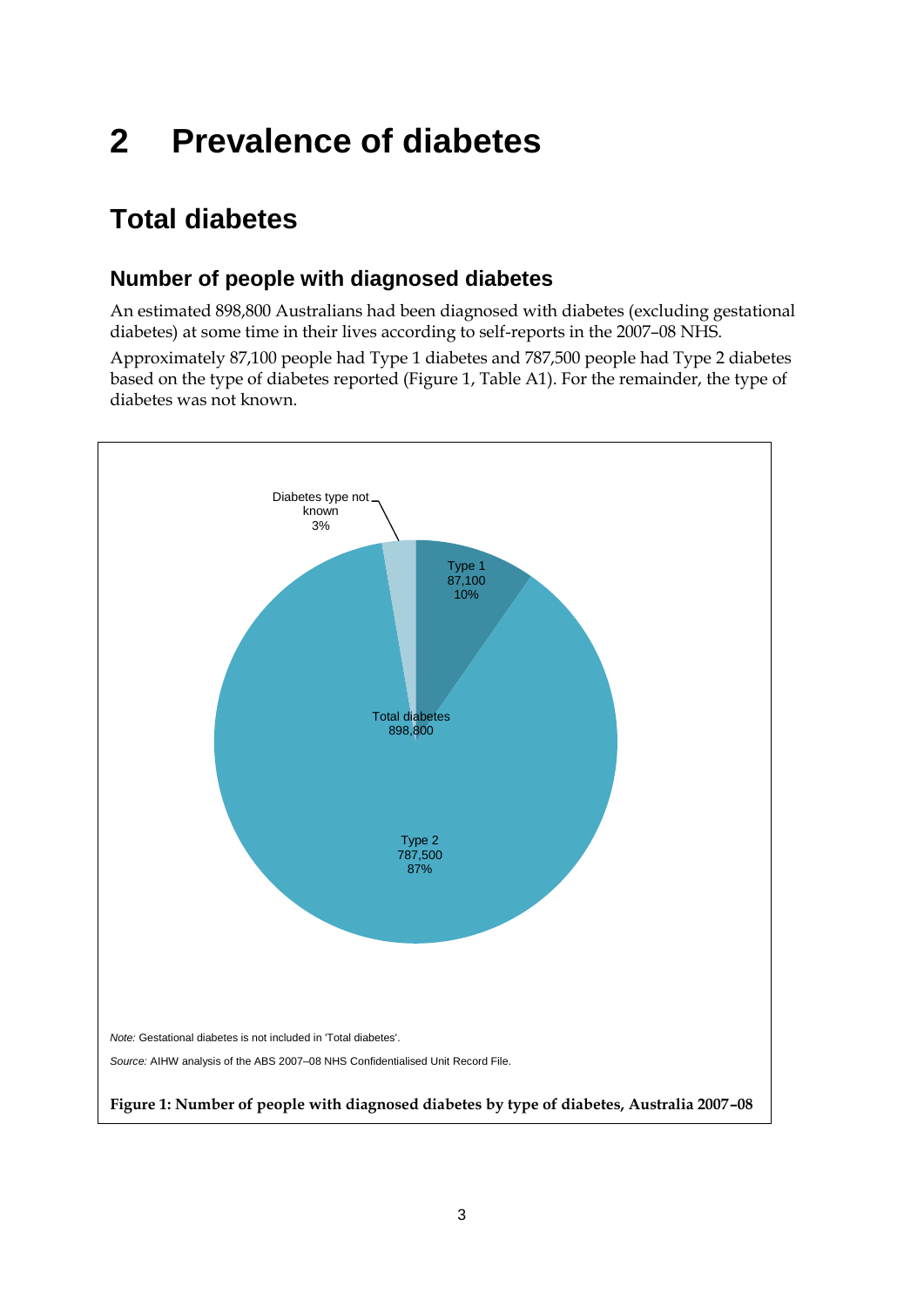# 2 Prevalence of diabetes

## Total diabetes

### Number of people with diagnosed diabetes

An estimated 898,800 Australians had been diagnosed with diabetes (excluding gestational diabetes) at some time in their lives according to self-reports in the 2007–08 NHS.

Approximately 87,100 people had Type 1 diabetes and 787,500 people had Type 2 diabetes based on the type of diabetes reported (Figure 1, Table A1). For the remainder, the type of diabetes was not known.

Diabetes type not known 3%

Type 1 87,100 10%

Total diabetes 898,800

Type 2 787,500 87%

*Note:* Gestational diabetes is not included in 'Total diabetes'.

*Source:* AIHW analysis of the ABS 2007–08 NHS Confidentialised Unit Record File.

**Figure 1: Number of people with diagnosed diabetes by type of diabetes, Australia 2007–08**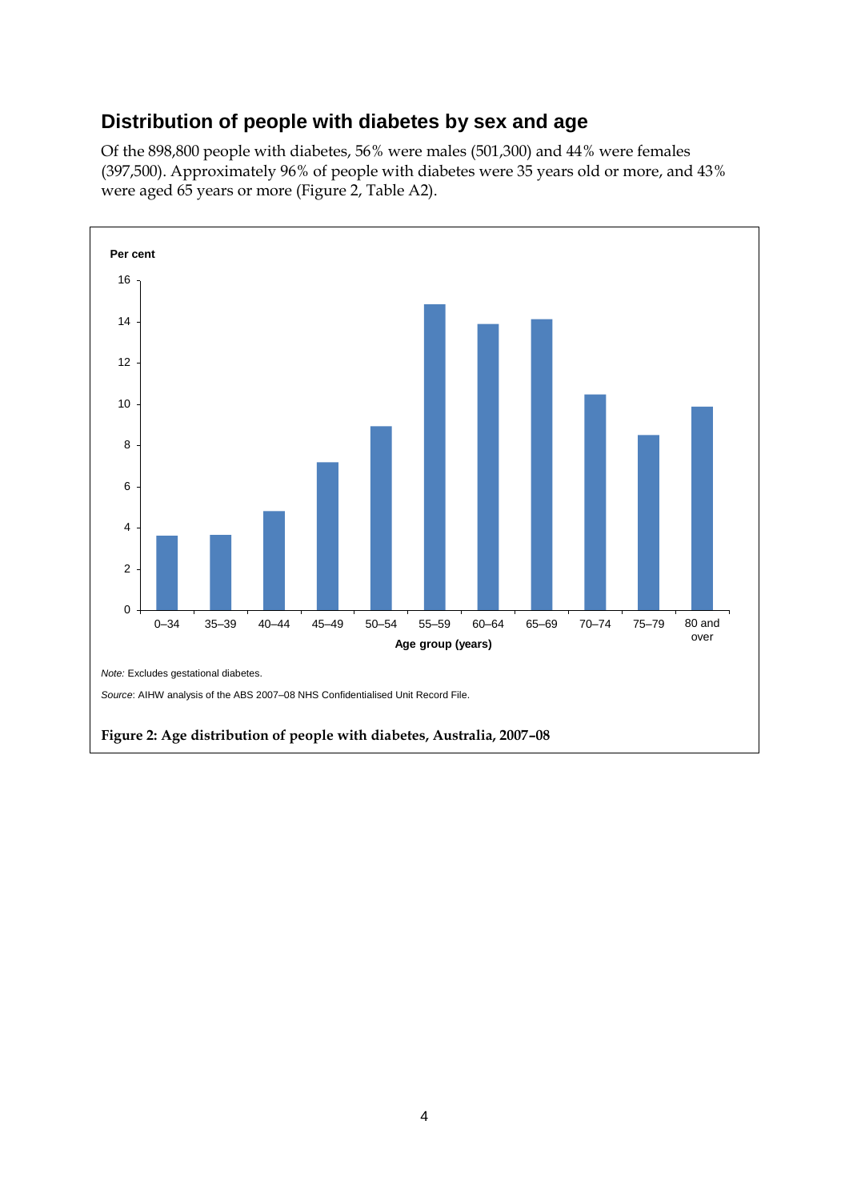## Distribution of people with diabetes by sex and age

Of the 898,800 people with diabetes, 56% were males (501,300) and 44% were females (397,500). Approximately 96% of people with diabetes were 35 years old or more, and 43% were aged 65 years or more (Figure 2, Table A2).

*Note:* Excludes gestational diabetes.

*Source*: AIHW analysis of the ABS 2007–08 NHS Confidentialised Unit Record File.

**Figure 2: Age distribution of people with diabetes, Australia, 2007–08**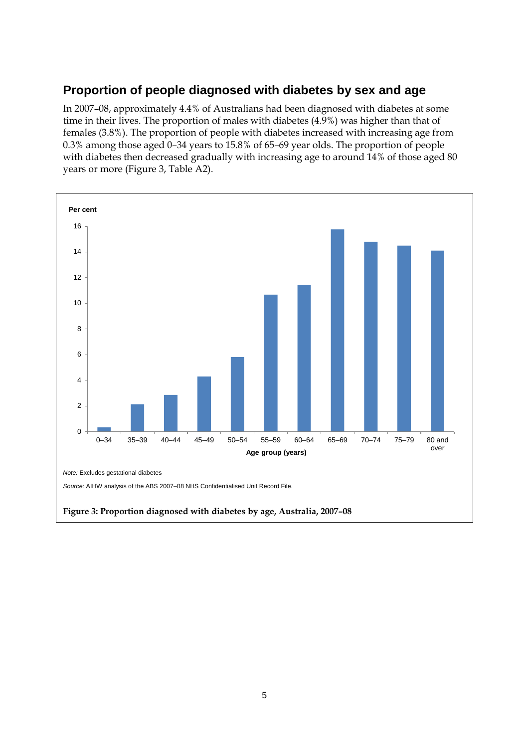## Proportion of people diagnosed with diabetes by sex and age

In 2007–08, approximately 4.4% of Australians had been diagnosed with diabetes at some time in their lives. The proportion of males with diabetes (4.9%) was higher than that of females (3.8%). The proportion of people with diabetes increased with increasing age from 0.3% among those aged 0–34 years to 15.8% of 65–69 year olds. The proportion of people with diabetes then decreased gradually with increasing age to around 14% of those aged 80 years or more (Figure 3, Table A2).

*Note:* Excludes gestational diabetes

*Source:* AIHW analysis of the ABS 2007–08 NHS Confidentialised Unit Record File.

**Figure 3: Proportion diagnosed with diabetes by age, Australia, 2007–08**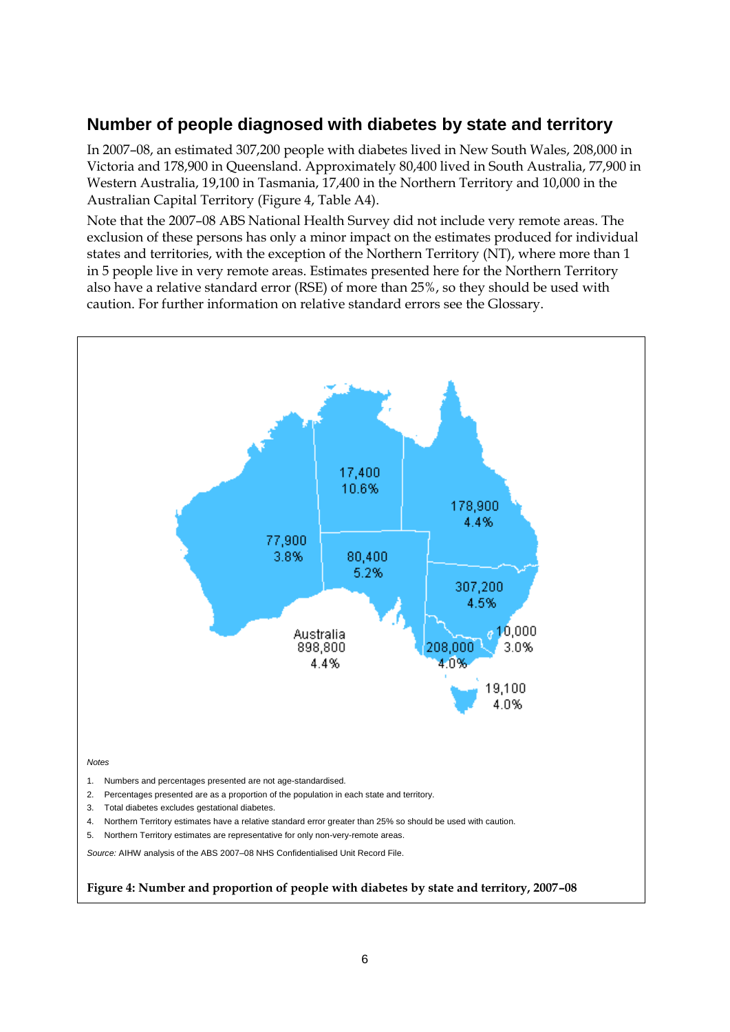## Number of people diagnosed with diabetes by state and territory

In 2007–08, an estimated 307,200 people with diabetes lived in New South Wales, 208,000 in Victoria and 178,900 in Queensland. Approximately 80,400 lived in South Australia, 77,900 in Western Australia, 19,100 in Tasmania, 17,400 in the Northern Territory and 10,000 in the Australian Capital Territory (Figure 4, Table A4).

Note that the 2007–08 ABS National Health Survey did not include very remote areas. The exclusion of these persons has only a minor impact on the estimates produced for individual states and territories, with the exception of the Northern Territory (NT), where more than 1 in 5 people live in very remote areas. Estimates presented here for the Northern Territory also have a relative standard error (RSE) of more than 25%, so they should be used with caution. For further information on relative standard errors see the Glossary.

| State/territory | Number | Per cent |
|---|---|---|
| Western Australia | 77,900 | 3.8% |
| Northern Territory | 17,400 | 10.6% |
| South Australia | 80,400 | 5.2% |
| Queensland | 178,900 | 4.4% |
| New South Wales | 307,200 | 4.5% |
| Australian Capital Territory | 10,000 | 3.0% |
| Victoria | 208,000 | 4.0% |
| Tasmania | 19,100 | 4.0% |
| Australia | 898,800 | 4.4% |

*Notes*

1. Numbers and percentages presented are not age-standardised.
2. Percentages presented are as a proportion of the population in each state and territory.
3. Total diabetes excludes gestational diabetes.
4. Northern Territory estimates have a relative standard error greater than 25% so should be used with caution.
5. Northern Territory estimates are representative for only non-very-remote areas.

*Source:* AIHW analysis of the ABS 2007–08 NHS Confidentialised Unit Record File.

**Figure 4: Number and proportion of people with diabetes by state and territory, 2007–08**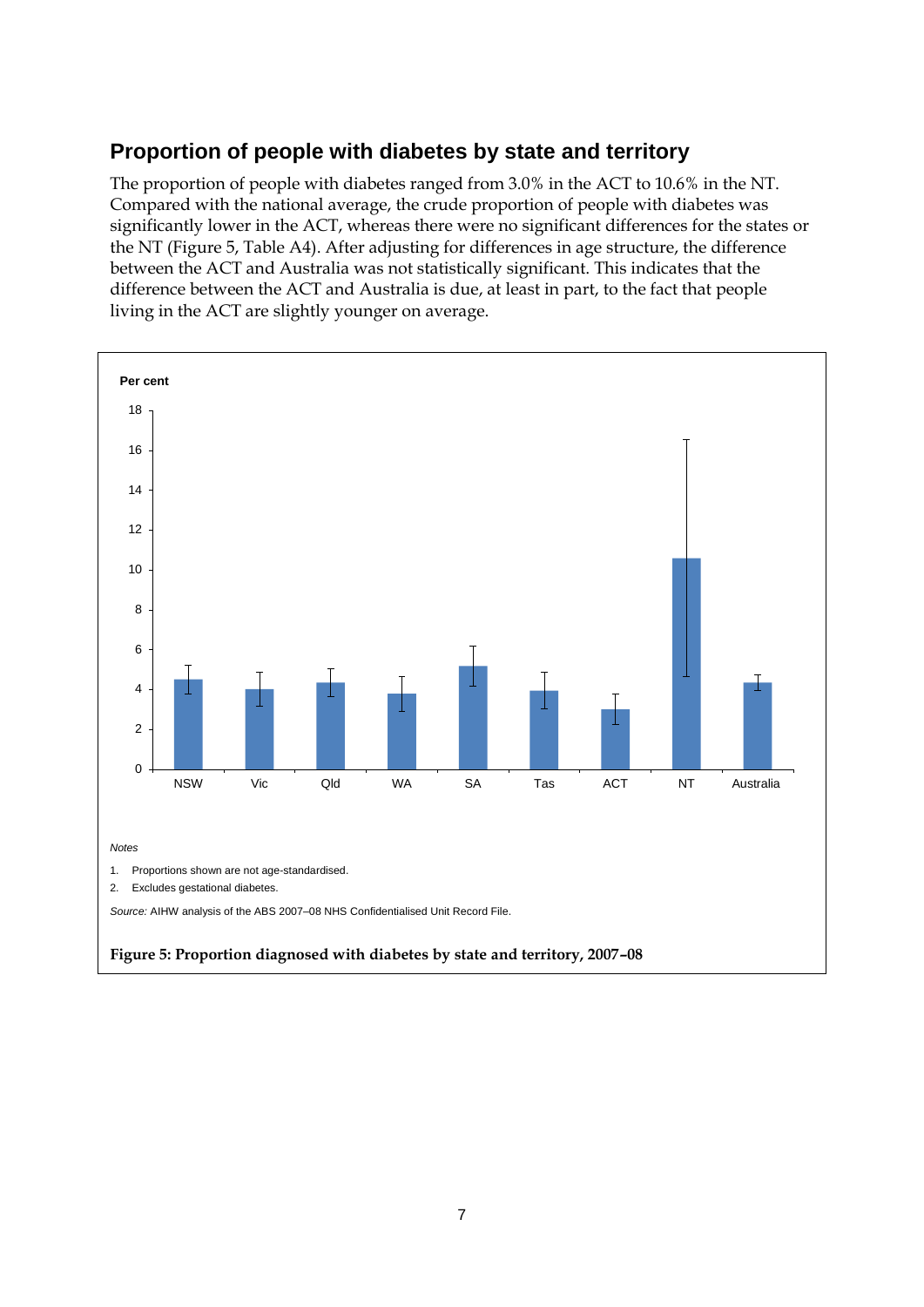## Proportion of people with diabetes by state and territory

The proportion of people with diabetes ranged from 3.0% in the ACT to 10.6% in the NT. Compared with the national average, the crude proportion of people with diabetes was significantly lower in the ACT, whereas there were no significant differences for the states or the NT (Figure 5, Table A4). After adjusting for differences in age structure, the difference between the ACT and Australia was not statistically significant. This indicates that the difference between the ACT and Australia is due, at least in part, to the fact that people living in the ACT are slightly younger on average.

*Notes*

1. Proportions shown are not age-standardised.
2. Excludes gestational diabetes.

*Source:* AIHW analysis of the ABS 2007–08 NHS Confidentialised Unit Record File.

**Figure 5: Proportion diagnosed with diabetes by state and territory, 2007–08**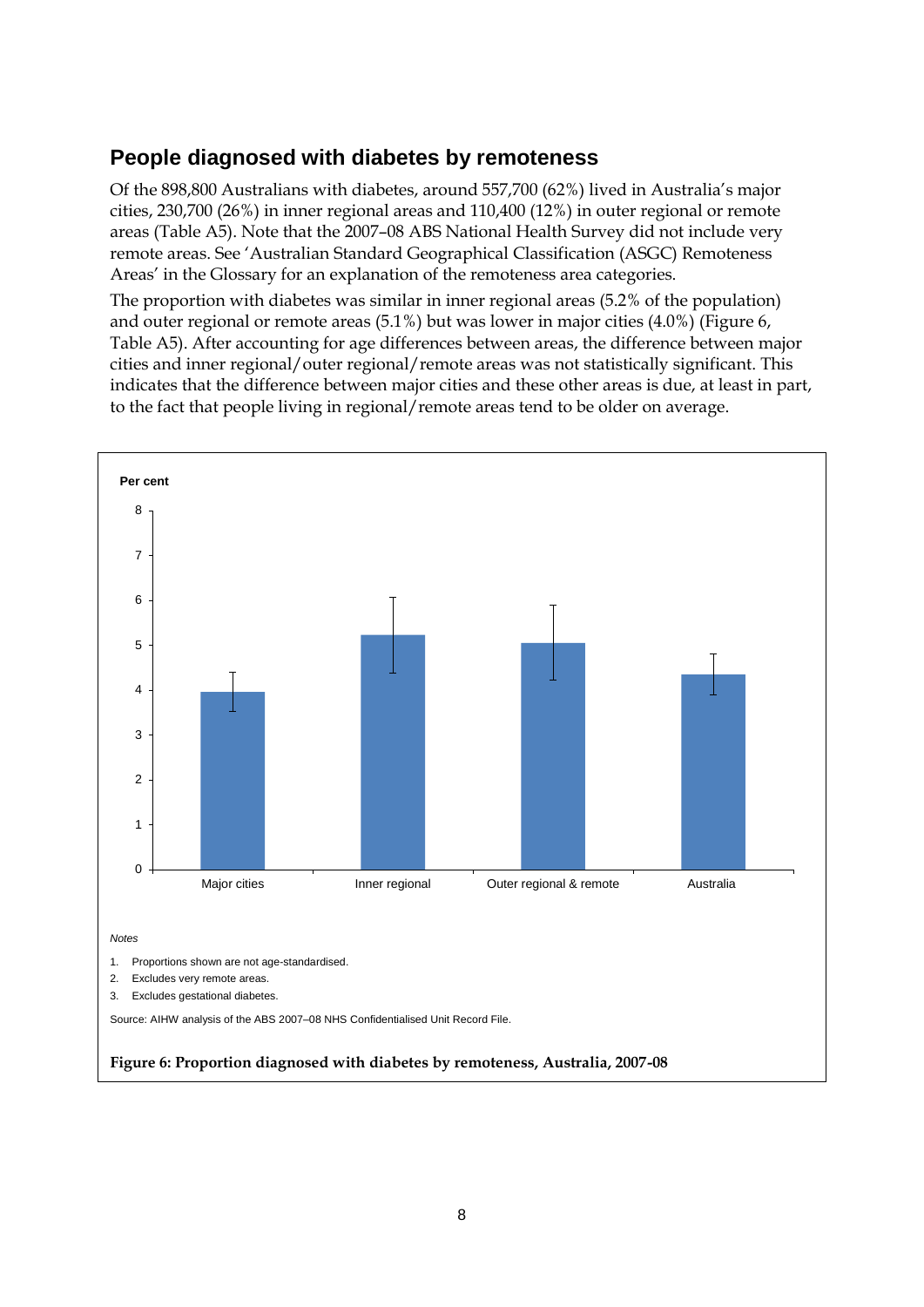## People diagnosed with diabetes by remoteness

Of the 898,800 Australians with diabetes, around 557,700 (62%) lived in Australia's major cities, 230,700 (26%) in inner regional areas and 110,400 (12%) in outer regional or remote areas (Table A5). Note that the 2007–08 ABS National Health Survey did not include very remote areas. See 'Australian Standard Geographical Classification (ASGC) Remoteness Areas' in the Glossary for an explanation of the remoteness area categories.

The proportion with diabetes was similar in inner regional areas (5.2% of the population) and outer regional or remote areas (5.1%) but was lower in major cities (4.0%) (Figure 6, Table A5). After accounting for age differences between areas, the difference between major cities and inner regional/outer regional/remote areas was not statistically significant. This indicates that the difference between major cities and these other areas is due, at least in part, to the fact that people living in regional/remote areas tend to be older on average.

Per cent

| | Major cities | Inner regional | Outer regional & remote | Australia |
|---|---|---|---|---|
| Per cent | 4.0 | 5.2 | 5.1 | 4.4 |

*Notes*

1. Proportions shown are not age-standardised.
2. Excludes very remote areas.
3. Excludes gestational diabetes.

Source: AIHW analysis of the ABS 2007–08 NHS Confidentialised Unit Record File.

**Figure 6: Proportion diagnosed with diabetes by remoteness, Australia, 2007-08**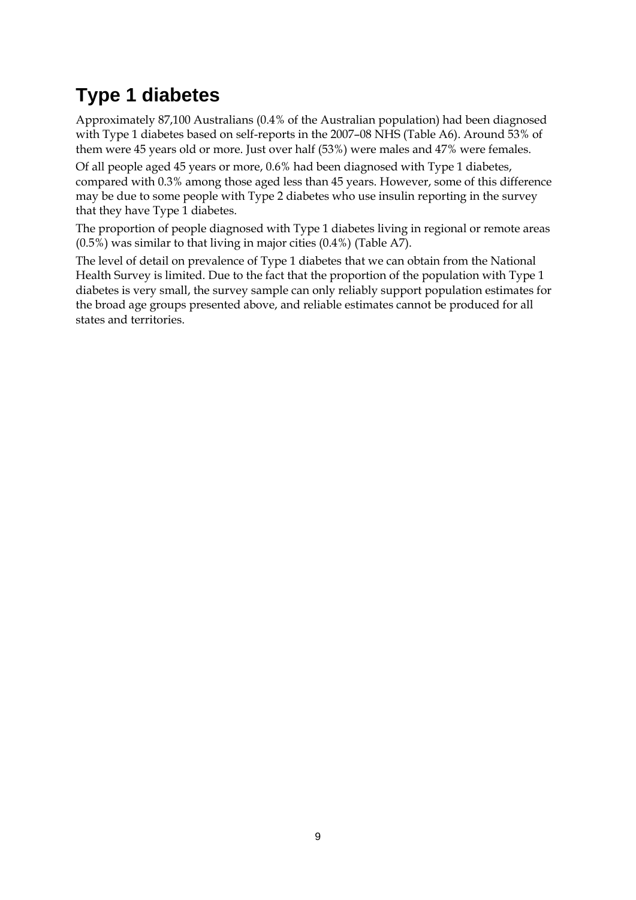# Type 1 diabetes

Approximately 87,100 Australians (0.4% of the Australian population) had been diagnosed with Type 1 diabetes based on self-reports in the 2007–08 NHS (Table A6). Around 53% of them were 45 years old or more. Just over half (53%) were males and 47% were females.

Of all people aged 45 years or more, 0.6% had been diagnosed with Type 1 diabetes, compared with 0.3% among those aged less than 45 years. However, some of this difference may be due to some people with Type 2 diabetes who use insulin reporting in the survey that they have Type 1 diabetes.

The proportion of people diagnosed with Type 1 diabetes living in regional or remote areas (0.5%) was similar to that living in major cities (0.4%) (Table A7).

The level of detail on prevalence of Type 1 diabetes that we can obtain from the National Health Survey is limited. Due to the fact that the proportion of the population with Type 1 diabetes is very small, the survey sample can only reliably support population estimates for the broad age groups presented above, and reliable estimates cannot be produced for all states and territories.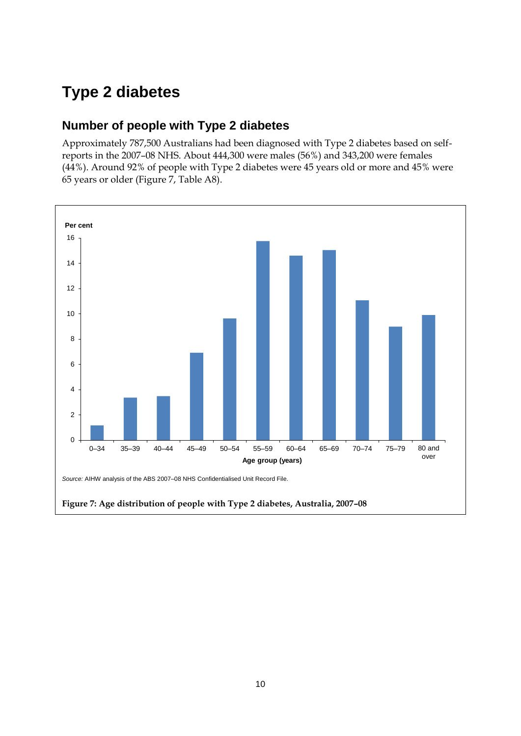# Type 2 diabetes

## Number of people with Type 2 diabetes

Approximately 787,500 Australians had been diagnosed with Type 2 diabetes based on self-reports in the 2007–08 NHS. About 444,300 were males (56%) and 343,200 were females (44%). Around 92% of people with Type 2 diabetes were 45 years old or more and 45% were 65 years or older (Figure 7, Table A8).

*Source:* AIHW analysis of the ABS 2007–08 NHS Confidentialised Unit Record File.

**Figure 7: Age distribution of people with Type 2 diabetes, Australia, 2007–08**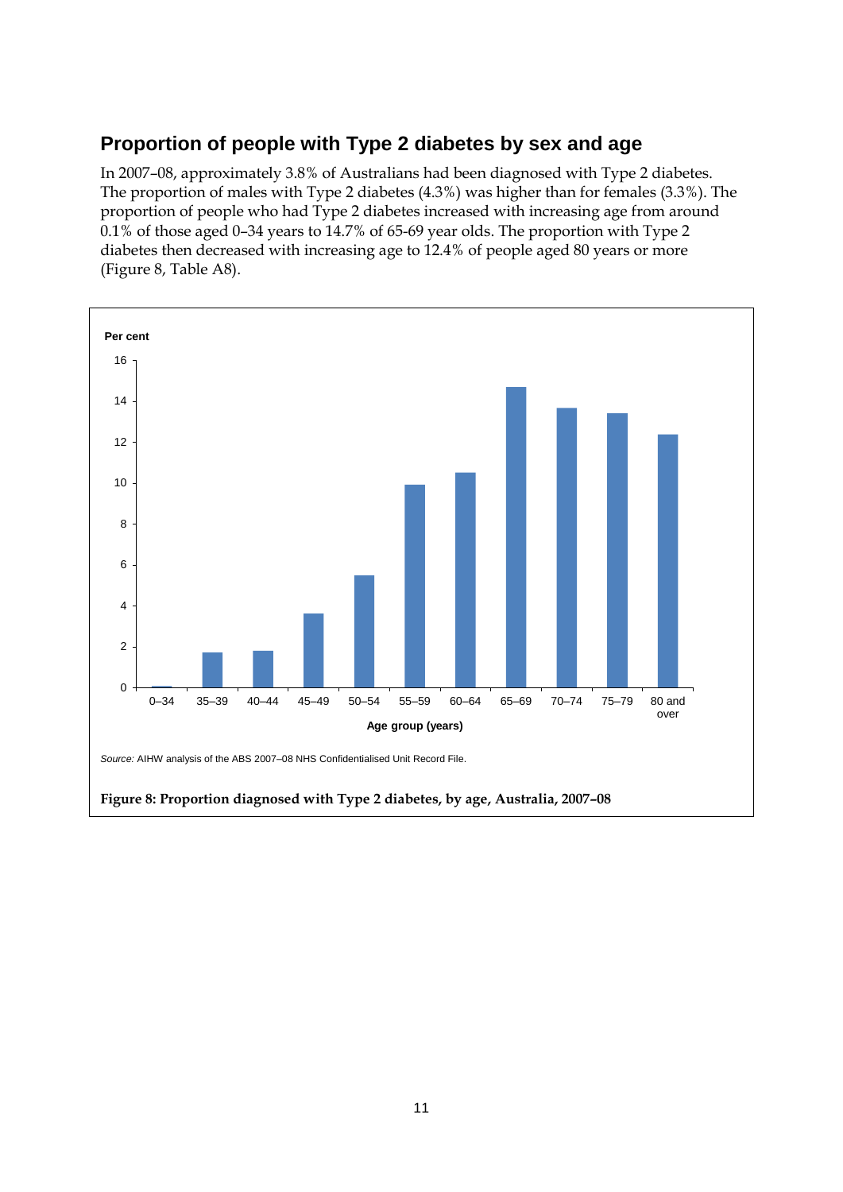## Proportion of people with Type 2 diabetes by sex and age

In 2007–08, approximately 3.8% of Australians had been diagnosed with Type 2 diabetes. The proportion of males with Type 2 diabetes (4.3%) was higher than for females (3.3%). The proportion of people who had Type 2 diabetes increased with increasing age from around 0.1% of those aged 0–34 years to 14.7% of 65-69 year olds. The proportion with Type 2 diabetes then decreased with increasing age to 12.4% of people aged 80 years or more (Figure 8, Table A8).

*Source:* AIHW analysis of the ABS 2007–08 NHS Confidentialised Unit Record File.

**Figure 8: Proportion diagnosed with Type 2 diabetes, by age, Australia, 2007–08**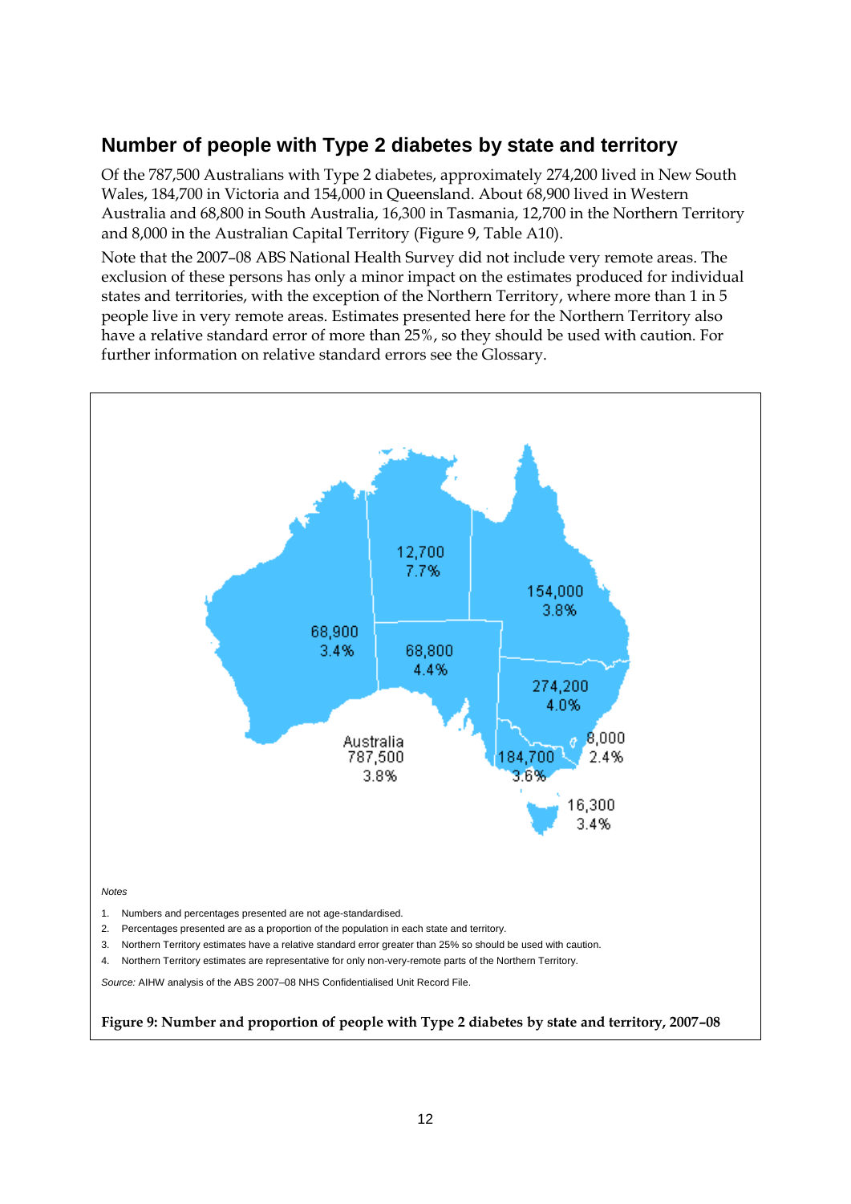## Number of people with Type 2 diabetes by state and territory

Of the 787,500 Australians with Type 2 diabetes, approximately 274,200 lived in New South Wales, 184,700 in Victoria and 154,000 in Queensland. About 68,900 lived in Western Australia and 68,800 in South Australia, 16,300 in Tasmania, 12,700 in the Northern Territory and 8,000 in the Australian Capital Territory (Figure 9, Table A10).

Note that the 2007–08 ABS National Health Survey did not include very remote areas. The exclusion of these persons has only a minor impact on the estimates produced for individual states and territories, with the exception of the Northern Territory, where more than 1 in 5 people live in very remote areas. Estimates presented here for the Northern Territory also have a relative standard error of more than 25%, so they should be used with caution. For further information on relative standard errors see the Glossary.

*Notes*

1. Numbers and percentages presented are not age-standardised.
2. Percentages presented are as a proportion of the population in each state and territory.
3. Northern Territory estimates have a relative standard error greater than 25% so should be used with caution.
4. Northern Territory estimates are representative for only non-very-remote parts of the Northern Territory.

*Source:* AIHW analysis of the ABS 2007–08 NHS Confidentialised Unit Record File.

**Figure 9: Number and proportion of people with Type 2 diabetes by state and territory, 2007–08**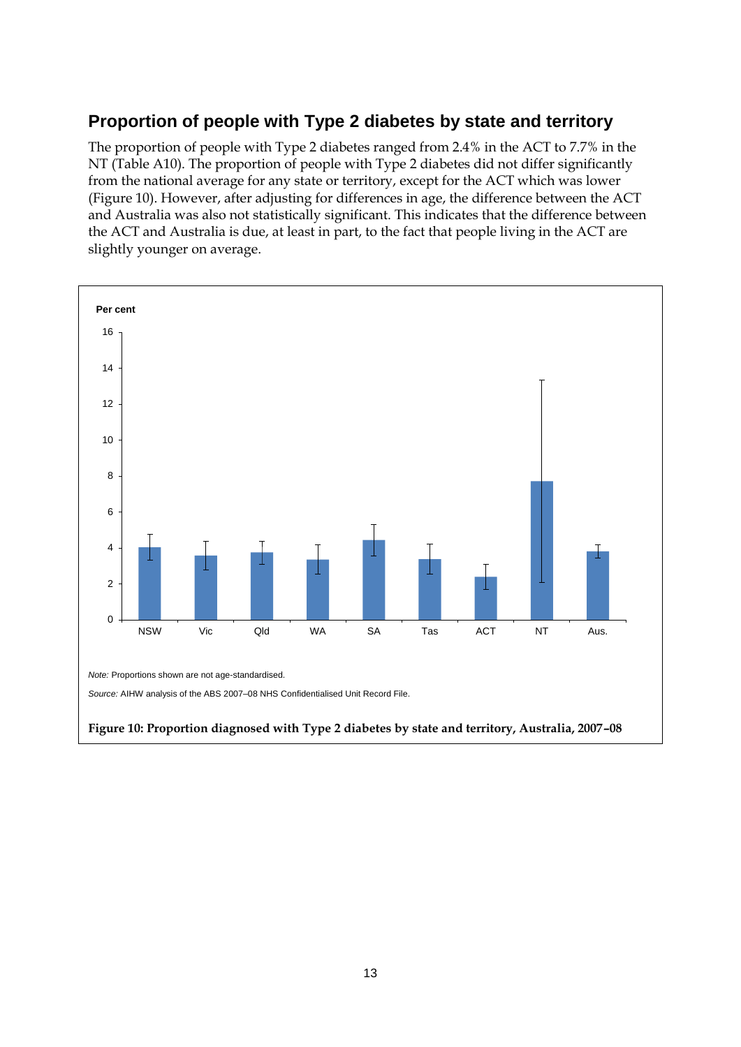## Proportion of people with Type 2 diabetes by state and territory

The proportion of people with Type 2 diabetes ranged from 2.4% in the ACT to 7.7% in the NT (Table A10). The proportion of people with Type 2 diabetes did not differ significantly from the national average for any state or territory, except for the ACT which was lower (Figure 10). However, after adjusting for differences in age, the difference between the ACT and Australia was also not statistically significant. This indicates that the difference between the ACT and Australia is due, at least in part, to the fact that people living in the ACT are slightly younger on average.

*Note:* Proportions shown are not age-standardised.

*Source:* AIHW analysis of the ABS 2007–08 NHS Confidentialised Unit Record File.

**Figure 10: Proportion diagnosed with Type 2 diabetes by state and territory, Australia, 2007–08**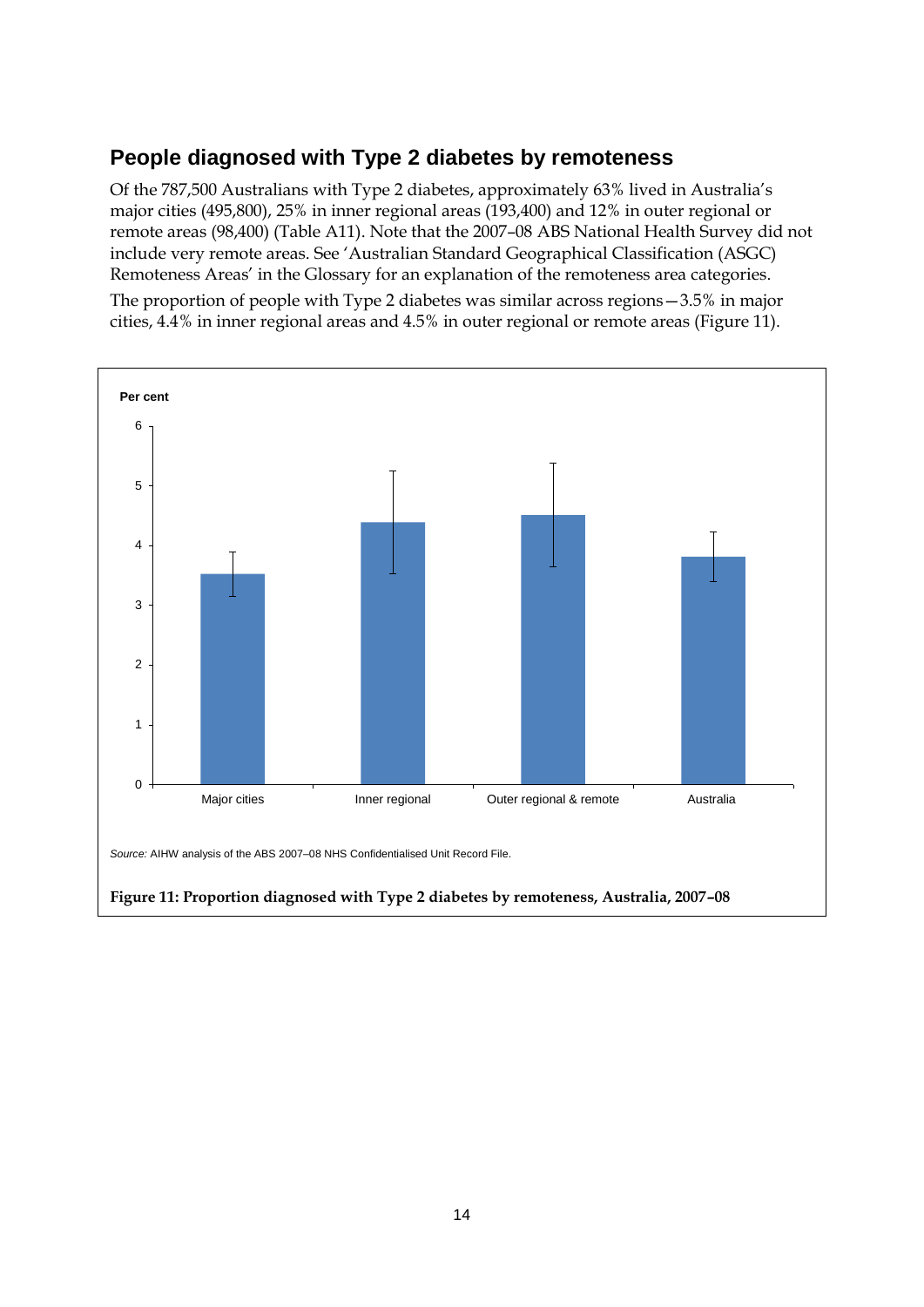## People diagnosed with Type 2 diabetes by remoteness

Of the 787,500 Australians with Type 2 diabetes, approximately 63% lived in Australia's major cities (495,800), 25% in inner regional areas (193,400) and 12% in outer regional or remote areas (98,400) (Table A11). Note that the 2007–08 ABS National Health Survey did not include very remote areas. See 'Australian Standard Geographical Classification (ASGC) Remoteness Areas' in the Glossary for an explanation of the remoteness area categories.

The proportion of people with Type 2 diabetes was similar across regions—3.5% in major cities, 4.4% in inner regional areas and 4.5% in outer regional or remote areas (Figure 11).

*Source:* AIHW analysis of the ABS 2007–08 NHS Confidentialised Unit Record File.

**Figure 11: Proportion diagnosed with Type 2 diabetes by remoteness, Australia, 2007–08**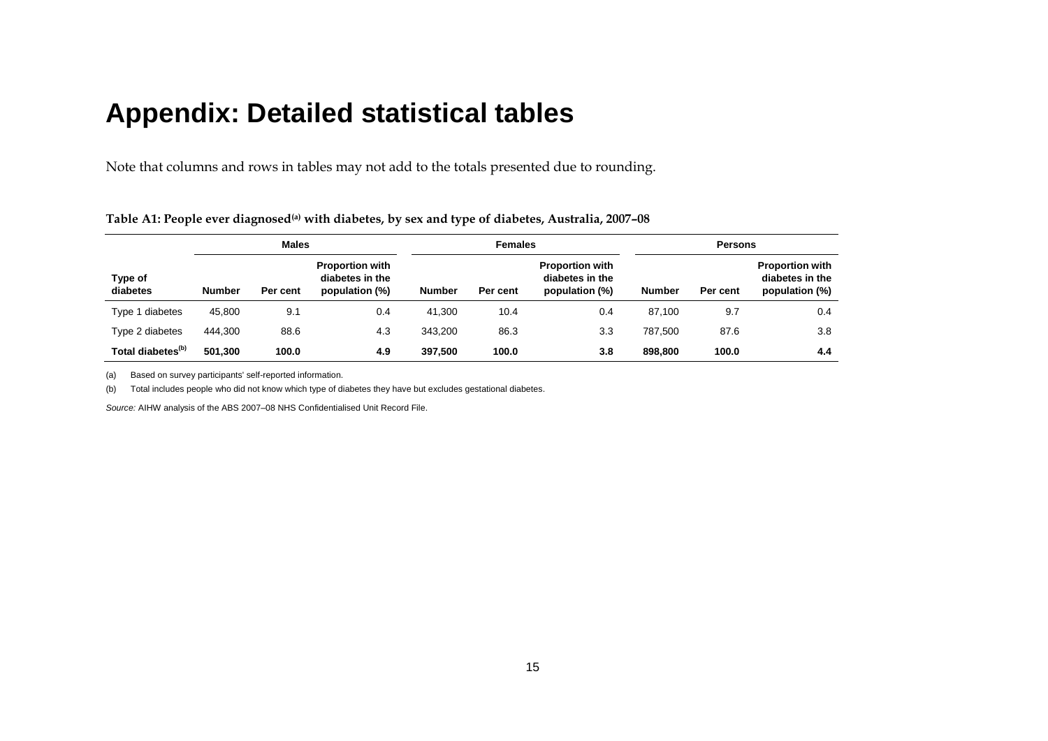# Appendix: Detailed statistical tables

Note that columns and rows in tables may not add to the totals presented due to rounding.

**Table A1: People ever diagnosed[(a)] with diabetes, by sex and type of diabetes, Australia, 2007–08**

| | Males | | | Females | | | Persons | | |
|---|---|---|---|---|---|---|---|---|---|
| **Type of diabetes** | **Number** | **Per cent** | **Proportion with diabetes in the population (%)** | **Number** | **Per cent** | **Proportion with diabetes in the population (%)** | **Number** | **Per cent** | **Proportion with diabetes in the population (%)** |
| Type 1 diabetes | 45,800 | 9.1 | 0.4 | 41,300 | 10.4 | 0.4 | 87,100 | 9.7 | 0.4 |
| Type 2 diabetes | 444,300 | 88.6 | 4.3 | 343,200 | 86.3 | 3.3 | 787,500 | 87.6 | 3.8 |
| **Total diabetes[(b)]** | **501,300** | **100.0** | **4.9** | **397,500** | **100.0** | **3.8** | **898,800** | **100.0** | **4.4** |

(a) Based on survey participants' self-reported information.

(b) Total includes people who did not know which type of diabetes they have but excludes gestational diabetes.

*Source:* AIHW analysis of the ABS 2007–08 NHS Confidentialised Unit Record File.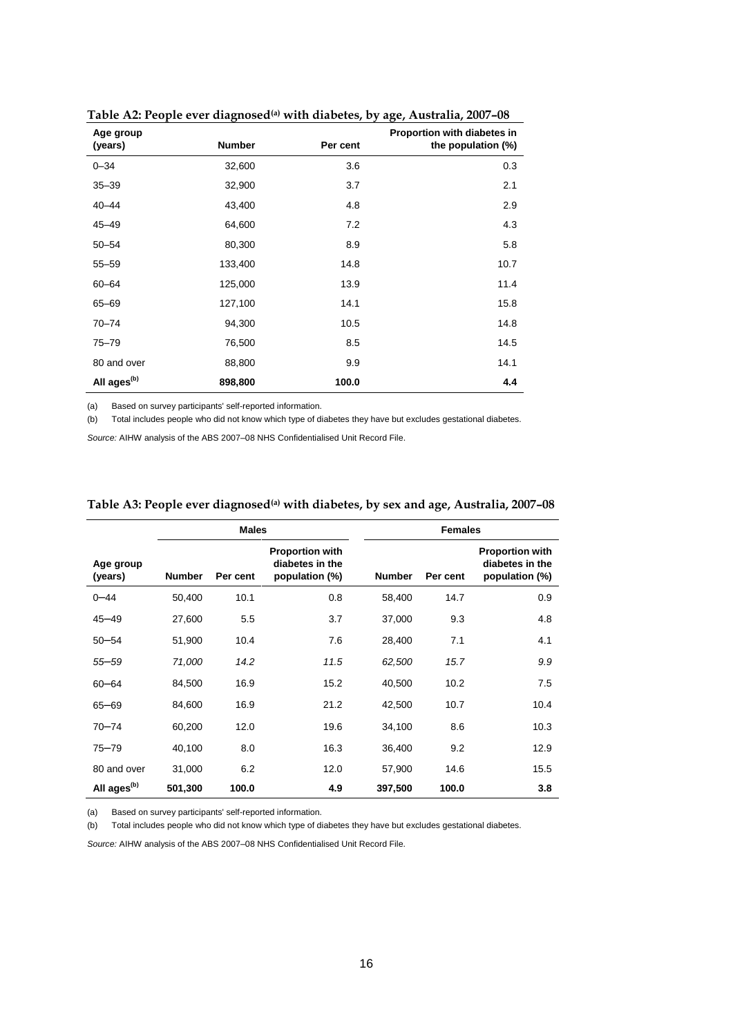**Table A2: People ever diagnosed[(a)] with diabetes, by age, Australia, 2007–08**

| Age group (years) | Number | Per cent | Proportion with diabetes in the population (%) |
|---|---|---|---|
| 0–34 | 32,600 | 3.6 | 0.3 |
| 35–39 | 32,900 | 3.7 | 2.1 |
| 40–44 | 43,400 | 4.8 | 2.9 |
| 45–49 | 64,600 | 7.2 | 4.3 |
| 50–54 | 80,300 | 8.9 | 5.8 |
| 55–59 | 133,400 | 14.8 | 10.7 |
| 60–64 | 125,000 | 13.9 | 11.4 |
| 65–69 | 127,100 | 14.1 | 15.8 |
| 70–74 | 94,300 | 10.5 | 14.8 |
| 75–79 | 76,500 | 8.5 | 14.5 |
| 80 and over | 88,800 | 9.9 | 14.1 |
| **All ages[(b)]** | **898,800** | **100.0** | **4.4** |

(a) Based on survey participants' self-reported information.

(b) Total includes people who did not know which type of diabetes they have but excludes gestational diabetes.

*Source:* AIHW analysis of the ABS 2007–08 NHS Confidentialised Unit Record File.

**Table A3: People ever diagnosed[(a)] with diabetes, by sex and age, Australia, 2007–08**

| | Males | | | Females | | |
|---|---|---|---|---|---|---|
| Age group (years) | Number | Per cent | Proportion with diabetes in the population (%) | Number | Per cent | Proportion with diabetes in the population (%) |
| 0–44 | 50,400 | 10.1 | 0.8 | 58,400 | 14.7 | 0.9 |
| 45–49 | 27,600 | 5.5 | 3.7 | 37,000 | 9.3 | 4.8 |
| 50–54 | 51,900 | 10.4 | 7.6 | 28,400 | 7.1 | 4.1 |
| *55–59* | *71,000* | *14.2* | *11.5* | *62,500* | *15.7* | *9.9* |
| 60–64 | 84,500 | 16.9 | 15.2 | 40,500 | 10.2 | 7.5 |
| 65–69 | 84,600 | 16.9 | 21.2 | 42,500 | 10.7 | 10.4 |
| 70–74 | 60,200 | 12.0 | 19.6 | 34,100 | 8.6 | 10.3 |
| 75–79 | 40,100 | 8.0 | 16.3 | 36,400 | 9.2 | 12.9 |
| 80 and over | 31,000 | 6.2 | 12.0 | 57,900 | 14.6 | 15.5 |
| **All ages[(b)]** | **501,300** | **100.0** | **4.9** | **397,500** | **100.0** | **3.8** |

(a) Based on survey participants' self-reported information.

(b) Total includes people who did not know which type of diabetes they have but excludes gestational diabetes.

*Source:* AIHW analysis of the ABS 2007–08 NHS Confidentialised Unit Record File.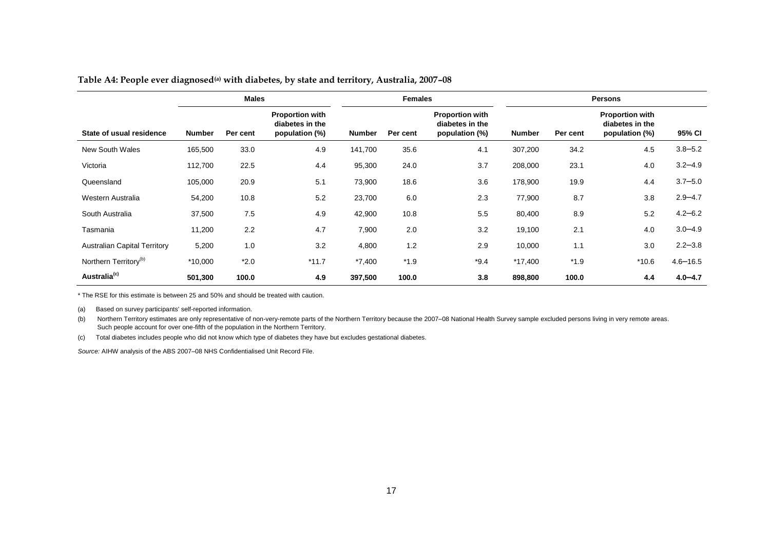**Table A4: People ever diagnosed[(a)] with diabetes, by state and territory, Australia, 2007–08**

| | Males | | | Females | | | Persons | | | |
|---|---|---|---|---|---|---|---|---|---|---|
| State of usual residence | Number | Per cent | Proportion with diabetes in the population (%) | Number | Per cent | Proportion with diabetes in the population (%) | Number | Per cent | Proportion with diabetes in the population (%) | 95% CI |
| New South Wales | 165,500 | 33.0 | 4.9 | 141,700 | 35.6 | 4.1 | 307,200 | 34.2 | 4.5 | 3.8–5.2 |
| Victoria | 112,700 | 22.5 | 4.4 | 95,300 | 24.0 | 3.7 | 208,000 | 23.1 | 4.0 | 3.2–4.9 |
| Queensland | 105,000 | 20.9 | 5.1 | 73,900 | 18.6 | 3.6 | 178,900 | 19.9 | 4.4 | 3.7–5.0 |
| Western Australia | 54,200 | 10.8 | 5.2 | 23,700 | 6.0 | 2.3 | 77,900 | 8.7 | 3.8 | 2.9–4.7 |
| South Australia | 37,500 | 7.5 | 4.9 | 42,900 | 10.8 | 5.5 | 80,400 | 8.9 | 5.2 | 4.2–6.2 |
| Tasmania | 11,200 | 2.2 | 4.7 | 7,900 | 2.0 | 3.2 | 19,100 | 2.1 | 4.0 | 3.0–4.9 |
| Australian Capital Territory | 5,200 | 1.0 | 3.2 | 4,800 | 1.2 | 2.9 | 10,000 | 1.1 | 3.0 | 2.2–3.8 |
| Northern Territory[(b)] | *10,000 | *2.0 | *11.7 | *7,400 | *1.9 | *9.4 | *17,400 | *1.9 | *10.6 | 4.6–16.5 |
| **Australia[(c)]** | **501,300** | **100.0** | **4.9** | **397,500** | **100.0** | **3.8** | **898,800** | **100.0** | **4.4** | **4.0–4.7** |

\* The RSE for this estimate is between 25 and 50% and should be treated with caution.

(a) Based on survey participants' self-reported information.

(b) Northern Territory estimates are only representative of non-very-remote parts of the Northern Territory because the 2007–08 National Health Survey sample excluded persons living in very remote areas. Such people account for over one-fifth of the population in the Northern Territory.

(c) Total diabetes includes people who did not know which type of diabetes they have but excludes gestational diabetes.

*Source:* AIHW analysis of the ABS 2007–08 NHS Confidentialised Unit Record File.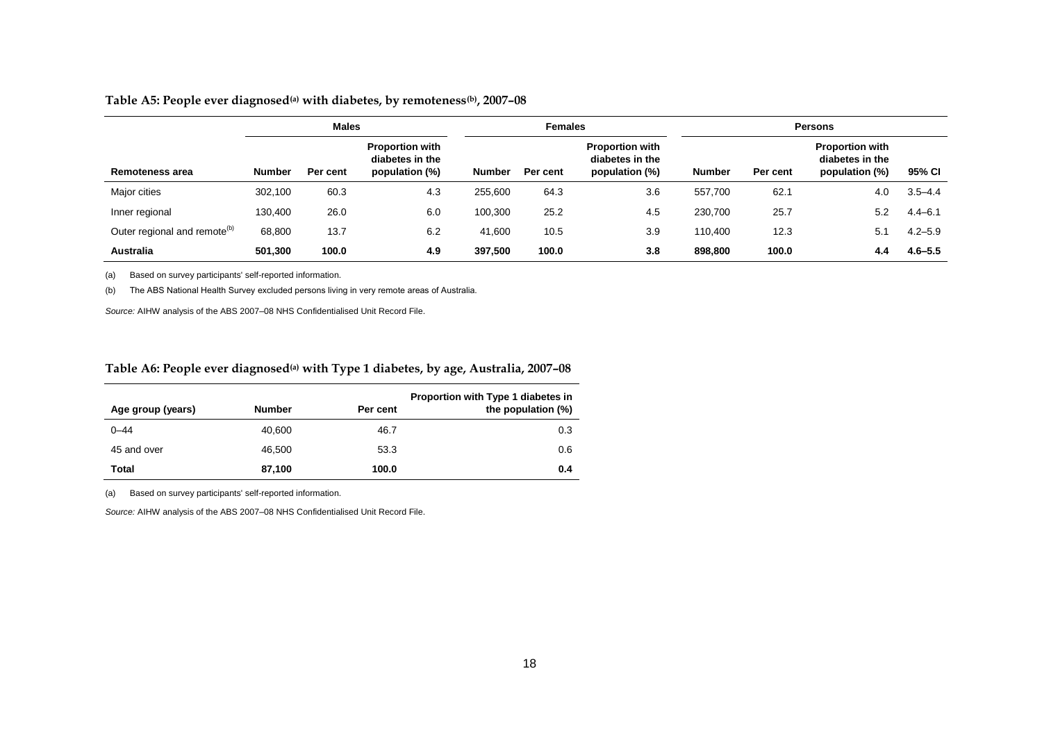**Table A5: People ever diagnosed[(a)] with diabetes, by remoteness[(b)], 2007–08**

| | Males | | | Females | | | Persons | | | |
|---|---|---|---|---|---|---|---|---|---|---|
| **Remoteness area** | **Number** | **Per cent** | **Proportion with diabetes in the population (%)** | **Number** | **Per cent** | **Proportion with diabetes in the population (%)** | **Number** | **Per cent** | **Proportion with diabetes in the population (%)** | **95% CI** |
| Major cities | 302,100 | 60.3 | 4.3 | 255,600 | 64.3 | 3.6 | 557,700 | 62.1 | 4.0 | 3.5–4.4 |
| Inner regional | 130,400 | 26.0 | 6.0 | 100,300 | 25.2 | 4.5 | 230,700 | 25.7 | 5.2 | 4.4–6.1 |
| Outer regional and remote[(b)] | 68,800 | 13.7 | 6.2 | 41,600 | 10.5 | 3.9 | 110,400 | 12.3 | 5.1 | 4.2–5.9 |
| **Australia** | **501,300** | **100.0** | **4.9** | **397,500** | **100.0** | **3.8** | **898,800** | **100.0** | **4.4** | **4.6–5.5** |

(a) Based on survey participants' self-reported information.

(b) The ABS National Health Survey excluded persons living in very remote areas of Australia.

*Source:* AIHW analysis of the ABS 2007–08 NHS Confidentialised Unit Record File.

**Table A6: People ever diagnosed[(a)] with Type 1 diabetes, by age, Australia, 2007–08**

| **Age group (years)** | **Number** | **Per cent** | **Proportion with Type 1 diabetes in the population (%)** |
|---|---|---|---|
| 0–44 | 40,600 | 46.7 | 0.3 |
| 45 and over | 46,500 | 53.3 | 0.6 |
| **Total** | **87,100** | **100.0** | **0.4** |

(a) Based on survey participants' self-reported information.

*Source:* AIHW analysis of the ABS 2007–08 NHS Confidentialised Unit Record File.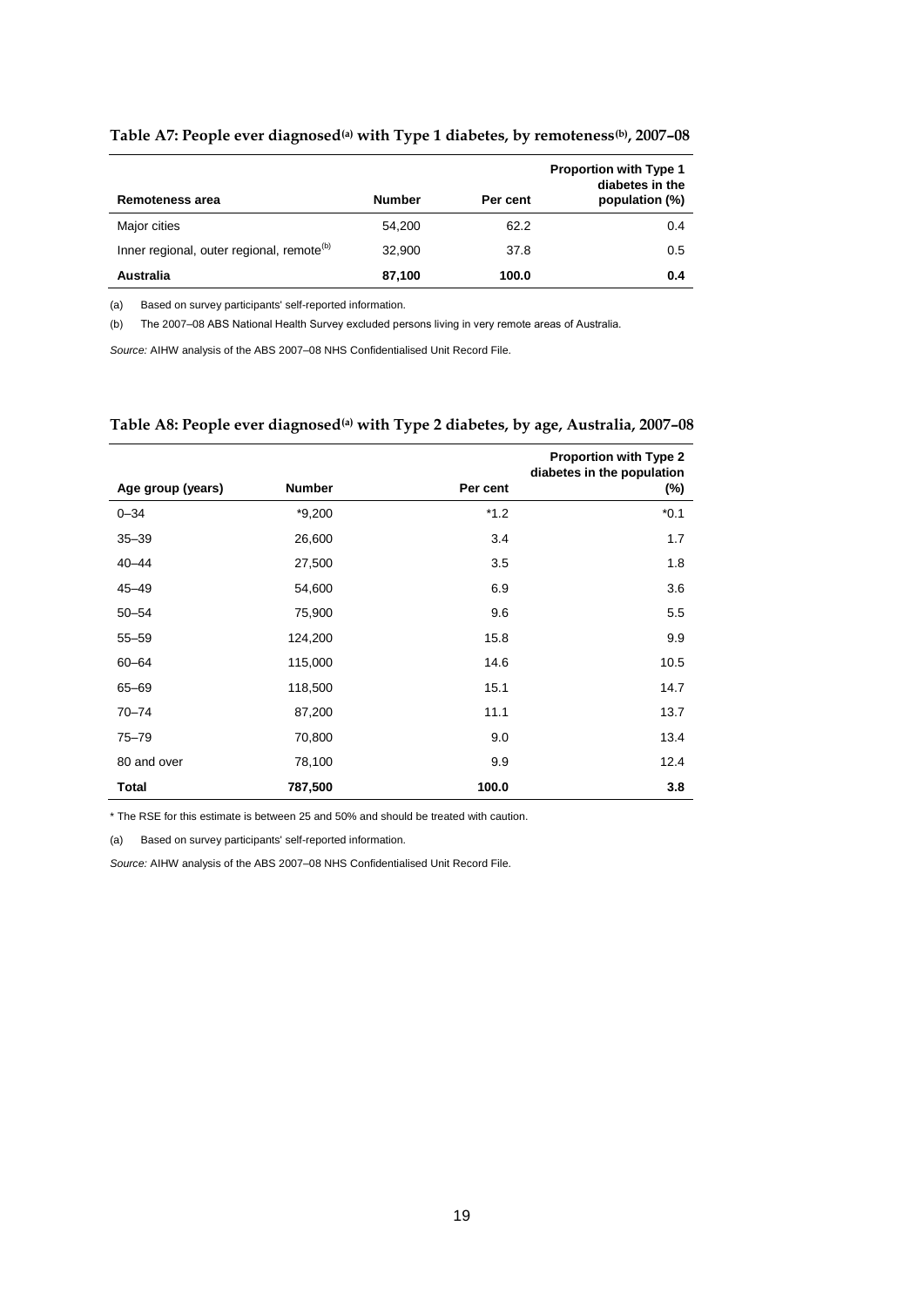**Table A7: People ever diagnosed[(a)] with Type 1 diabetes, by remoteness[(b)], 2007–08**

| Remoteness area | Number | Per cent | Proportion with Type 1 diabetes in the population (%) |
|---|---|---|---|
| Major cities | 54,200 | 62.2 | 0.4 |
| Inner regional, outer regional, remote[(b)] | 32,900 | 37.8 | 0.5 |
| **Australia** | **87,100** | **100.0** | **0.4** |

(a) Based on survey participants' self-reported information.

(b) The 2007–08 ABS National Health Survey excluded persons living in very remote areas of Australia.

*Source:* AIHW analysis of the ABS 2007–08 NHS Confidentialised Unit Record File.

**Table A8: People ever diagnosed[(a)] with Type 2 diabetes, by age, Australia, 2007–08**

| Age group (years) | Number | Per cent | Proportion with Type 2 diabetes in the population (%) |
|---|---|---|---|
| 0–34 | *9,200 | *1.2 | *0.1 |
| 35–39 | 26,600 | 3.4 | 1.7 |
| 40–44 | 27,500 | 3.5 | 1.8 |
| 45–49 | 54,600 | 6.9 | 3.6 |
| 50–54 | 75,900 | 9.6 | 5.5 |
| 55–59 | 124,200 | 15.8 | 9.9 |
| 60–64 | 115,000 | 14.6 | 10.5 |
| 65–69 | 118,500 | 15.1 | 14.7 |
| 70–74 | 87,200 | 11.1 | 13.7 |
| 75–79 | 70,800 | 9.0 | 13.4 |
| 80 and over | 78,100 | 9.9 | 12.4 |
| **Total** | **787,500** | **100.0** | **3.8** |

* The RSE for this estimate is between 25 and 50% and should be treated with caution.

(a) Based on survey participants' self-reported information.

*Source:* AIHW analysis of the ABS 2007–08 NHS Confidentialised Unit Record File.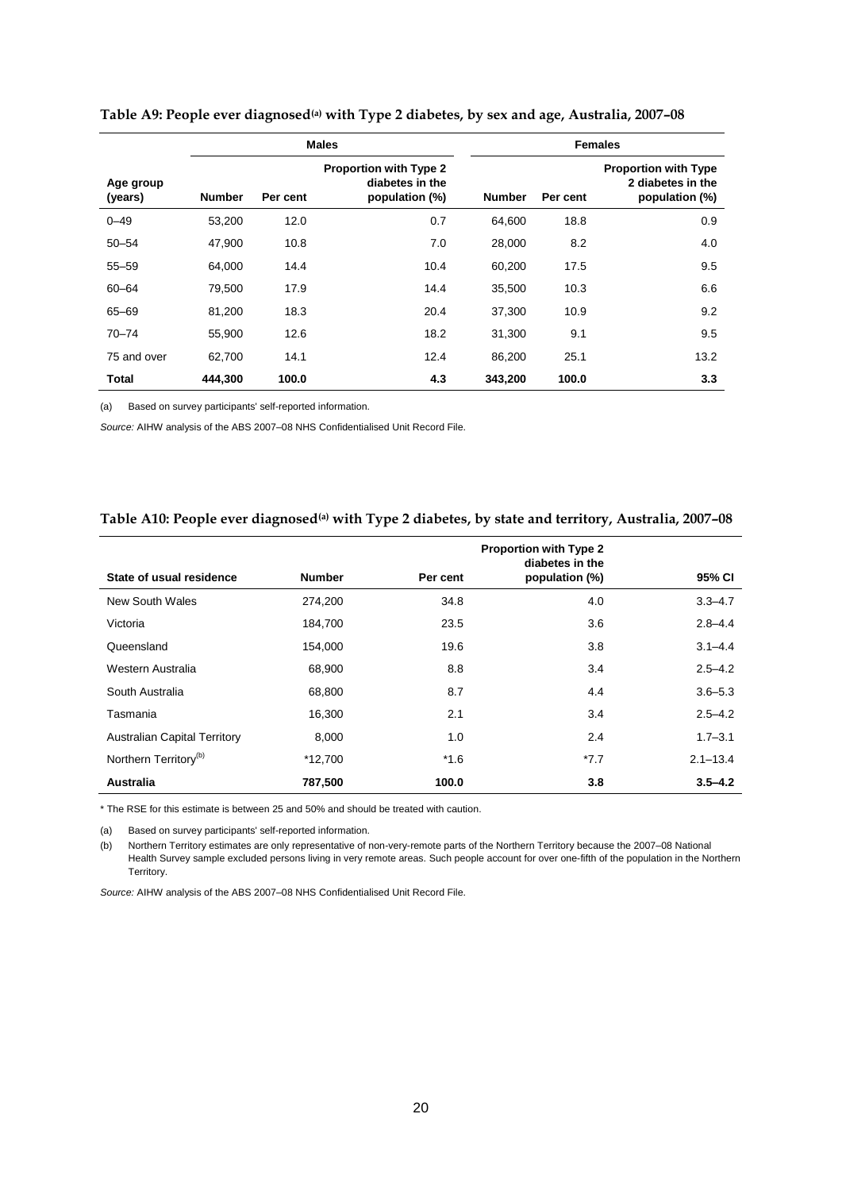**Table A9: People ever diagnosed[(a)] with Type 2 diabetes, by sex and age, Australia, 2007–08**

| | Males | | | Females | | |
|---|---|---|---|---|---|---|
| Age group (years) | Number | Per cent | Proportion with Type 2 diabetes in the population (%) | Number | Per cent | Proportion with Type 2 diabetes in the population (%) |
| 0–49 | 53,200 | 12.0 | 0.7 | 64,600 | 18.8 | 0.9 |
| 50–54 | 47,900 | 10.8 | 7.0 | 28,000 | 8.2 | 4.0 |
| 55–59 | 64,000 | 14.4 | 10.4 | 60,200 | 17.5 | 9.5 |
| 60–64 | 79,500 | 17.9 | 14.4 | 35,500 | 10.3 | 6.6 |
| 65–69 | 81,200 | 18.3 | 20.4 | 37,300 | 10.9 | 9.2 |
| 70–74 | 55,900 | 12.6 | 18.2 | 31,300 | 9.1 | 9.5 |
| 75 and over | 62,700 | 14.1 | 12.4 | 86,200 | 25.1 | 13.2 |
| **Total** | **444,300** | **100.0** | **4.3** | **343,200** | **100.0** | **3.3** |

(a) Based on survey participants' self-reported information.

*Source:* AIHW analysis of the ABS 2007–08 NHS Confidentialised Unit Record File.

**Table A10: People ever diagnosed[(a)] with Type 2 diabetes, by state and territory, Australia, 2007–08**

| State of usual residence | Number | Per cent | Proportion with Type 2 diabetes in the population (%) | 95% CI |
|---|---|---|---|---|
| New South Wales | 274,200 | 34.8 | 4.0 | 3.3–4.7 |
| Victoria | 184,700 | 23.5 | 3.6 | 2.8–4.4 |
| Queensland | 154,000 | 19.6 | 3.8 | 3.1–4.4 |
| Western Australia | 68,900 | 8.8 | 3.4 | 2.5–4.2 |
| South Australia | 68,800 | 8.7 | 4.4 | 3.6–5.3 |
| Tasmania | 16,300 | 2.1 | 3.4 | 2.5–4.2 |
| Australian Capital Territory | 8,000 | 1.0 | 2.4 | 1.7–3.1 |
| Northern Territory[(b)] | *12,700 | *1.6 | *7.7 | 2.1–13.4 |
| **Australia** | **787,500** | **100.0** | **3.8** | **3.5–4.2** |

* The RSE for this estimate is between 25 and 50% and should be treated with caution.

(a) Based on survey participants' self-reported information.

(b) Northern Territory estimates are only representative of non-very-remote parts of the Northern Territory because the 2007–08 National Health Survey sample excluded persons living in very remote areas. Such people account for over one-fifth of the population in the Northern Territory.

*Source:* AIHW analysis of the ABS 2007–08 NHS Confidentialised Unit Record File.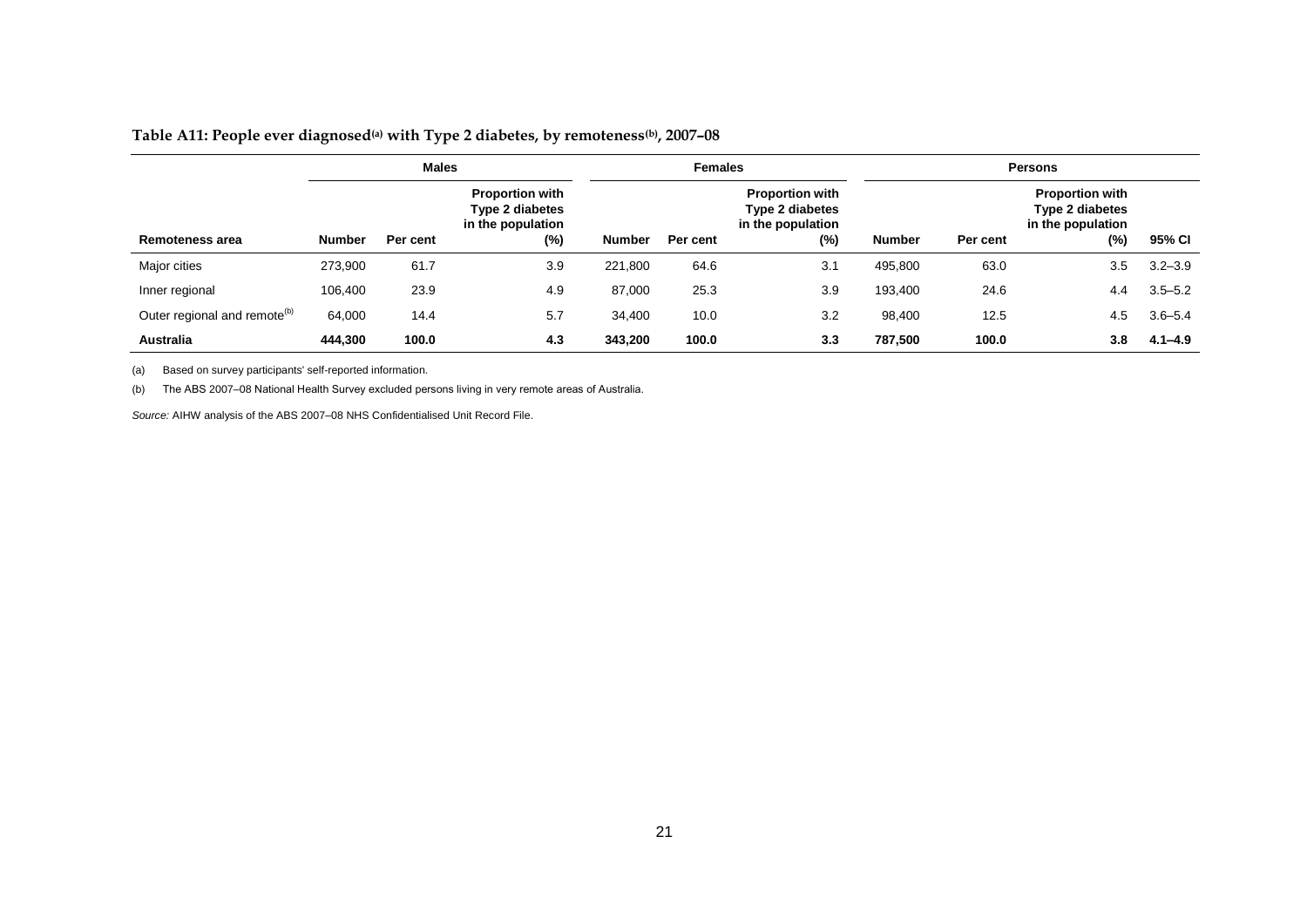**Table A11: People ever diagnosed[(a)] with Type 2 diabetes, by remoteness[(b)], 2007–08**

| | Males | | | Females | | | Persons | | | |
|---|---|---|---|---|---|---|---|---|---|---|
| **Remoteness area** | **Number** | **Per cent** | **Proportion with Type 2 diabetes in the population (%)** | **Number** | **Per cent** | **Proportion with Type 2 diabetes in the population (%)** | **Number** | **Per cent** | **Proportion with Type 2 diabetes in the population (%)** | **95% CI** |
| Major cities | 273,900 | 61.7 | 3.9 | 221,800 | 64.6 | 3.1 | 495,800 | 63.0 | 3.5 | 3.2–3.9 |
| Inner regional | 106,400 | 23.9 | 4.9 | 87,000 | 25.3 | 3.9 | 193,400 | 24.6 | 4.4 | 3.5–5.2 |
| Outer regional and remote[(b)] | 64,000 | 14.4 | 5.7 | 34,400 | 10.0 | 3.2 | 98,400 | 12.5 | 4.5 | 3.6–5.4 |
| **Australia** | **444,300** | **100.0** | **4.3** | **343,200** | **100.0** | **3.3** | **787,500** | **100.0** | **3.8** | **4.1–4.9** |

(a) Based on survey participants' self-reported information.

(b) The ABS 2007–08 National Health Survey excluded persons living in very remote areas of Australia.

*Source:* AIHW analysis of the ABS 2007–08 NHS Confidentialised Unit Record File.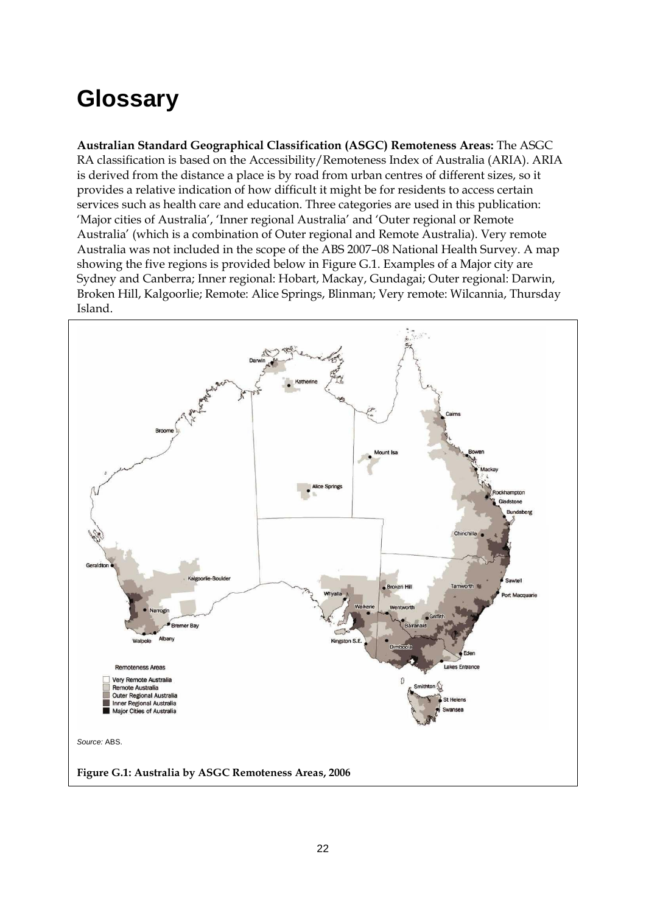# Glossary

**Australian Standard Geographical Classification (ASGC) Remoteness Areas:** The ASGC RA classification is based on the Accessibility/Remoteness Index of Australia (ARIA). ARIA is derived from the distance a place is by road from urban centres of different sizes, so it provides a relative indication of how difficult it might be for residents to access certain services such as health care and education. Three categories are used in this publication: 'Major cities of Australia', 'Inner regional Australia' and 'Outer regional or Remote Australia' (which is a combination of Outer regional and Remote Australia). Very remote Australia was not included in the scope of the ABS 2007–08 National Health Survey. A map showing the five regions is provided below in Figure G.1. Examples of a Major city are Sydney and Canberra; Inner regional: Hobart, Mackay, Gundagai; Outer regional: Darwin, Broken Hill, Kalgoorlie; Remote: Alice Springs, Blinman; Very remote: Wilcannia, Thursday Island.

*Source:* ABS.

**Figure G.1: Australia by ASGC Remoteness Areas, 2006**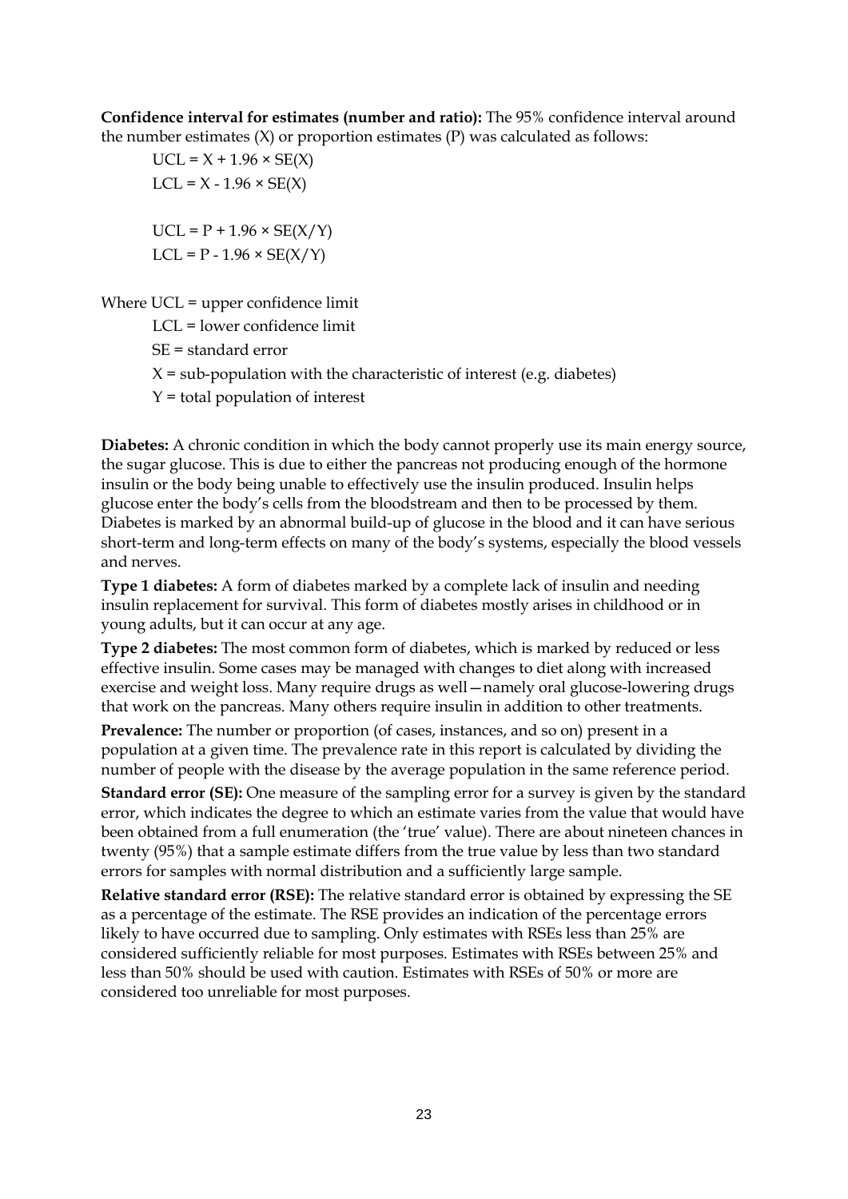**Confidence interval for estimates (number and ratio):** The 95% confidence interval around the number estimates (X) or proportion estimates (P) was calculated as follows:

$$UCL = X + 1.96 \times SE(X)$$
$$LCL = X - 1.96 \times SE(X)$$

$$UCL = P + 1.96 \times SE(X/Y)$$
$$LCL = P - 1.96 \times SE(X/Y)$$

Where UCL = upper confidence limit

LCL = lower confidence limit

SE = standard error

X = sub-population with the characteristic of interest (e.g. diabetes)

Y = total population of interest

**Diabetes:** A chronic condition in which the body cannot properly use its main energy source, the sugar glucose. This is due to either the pancreas not producing enough of the hormone insulin or the body being unable to effectively use the insulin produced. Insulin helps glucose enter the body's cells from the bloodstream and then to be processed by them. Diabetes is marked by an abnormal build-up of glucose in the blood and it can have serious short-term and long-term effects on many of the body's systems, especially the blood vessels and nerves.

**Type 1 diabetes:** A form of diabetes marked by a complete lack of insulin and needing insulin replacement for survival. This form of diabetes mostly arises in childhood or in young adults, but it can occur at any age.

**Type 2 diabetes:** The most common form of diabetes, which is marked by reduced or less effective insulin. Some cases may be managed with changes to diet along with increased exercise and weight loss. Many require drugs as well—namely oral glucose-lowering drugs that work on the pancreas. Many others require insulin in addition to other treatments.

**Prevalence:** The number or proportion (of cases, instances, and so on) present in a population at a given time. The prevalence rate in this report is calculated by dividing the number of people with the disease by the average population in the same reference period.

**Standard error (SE):** One measure of the sampling error for a survey is given by the standard error, which indicates the degree to which an estimate varies from the value that would have been obtained from a full enumeration (the 'true' value). There are about nineteen chances in twenty (95%) that a sample estimate differs from the true value by less than two standard errors for samples with normal distribution and a sufficiently large sample.

**Relative standard error (RSE):** The relative standard error is obtained by expressing the SE as a percentage of the estimate. The RSE provides an indication of the percentage errors likely to have occurred due to sampling. Only estimates with RSEs less than 25% are considered sufficiently reliable for most purposes. Estimates with RSEs between 25% and less than 50% should be used with caution. Estimates with RSEs of 50% or more are considered too unreliable for most purposes.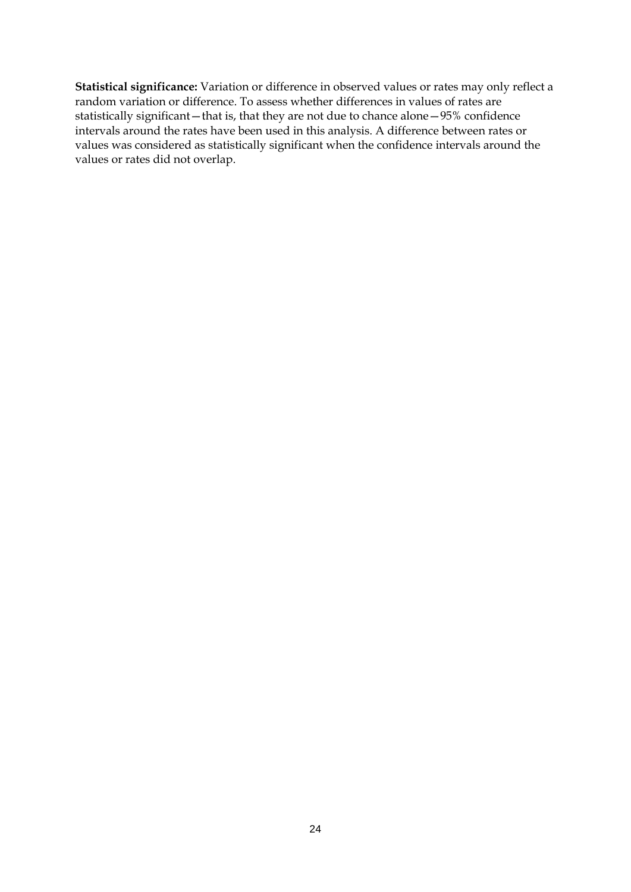**Statistical significance:** Variation or difference in observed values or rates may only reflect a random variation or difference. To assess whether differences in values of rates are statistically significant—that is, that they are not due to chance alone—95% confidence intervals around the rates have been used in this analysis. A difference between rates or values was considered as statistically significant when the confidence intervals around the values or rates did not overlap.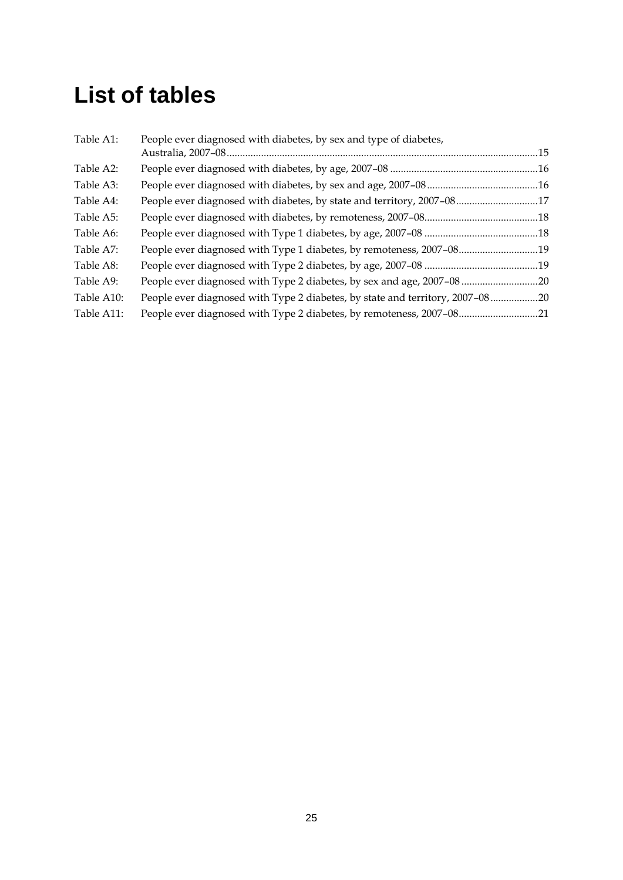# List of tables

| | | |
|---|---|---|
| Table A1: | People ever diagnosed with diabetes, by sex and type of diabetes, Australia, 2007–08 | 15 |
| Table A2: | People ever diagnosed with diabetes, by age, 2007–08 | 16 |
| Table A3: | People ever diagnosed with diabetes, by sex and age, 2007–08 | 16 |
| Table A4: | People ever diagnosed with diabetes, by state and territory, 2007–08 | 17 |
| Table A5: | People ever diagnosed with diabetes, by remoteness, 2007–08 | 18 |
| Table A6: | People ever diagnosed with Type 1 diabetes, by age, 2007–08 | 18 |
| Table A7: | People ever diagnosed with Type 1 diabetes, by remoteness, 2007–08 | 19 |
| Table A8: | People ever diagnosed with Type 2 diabetes, by age, 2007–08 | 19 |
| Table A9: | People ever diagnosed with Type 2 diabetes, by sex and age, 2007–08 | 20 |
| Table A10: | People ever diagnosed with Type 2 diabetes, by state and territory, 2007–08 | 20 |
| Table A11: | People ever diagnosed with Type 2 diabetes, by remoteness, 2007–08 | 21 |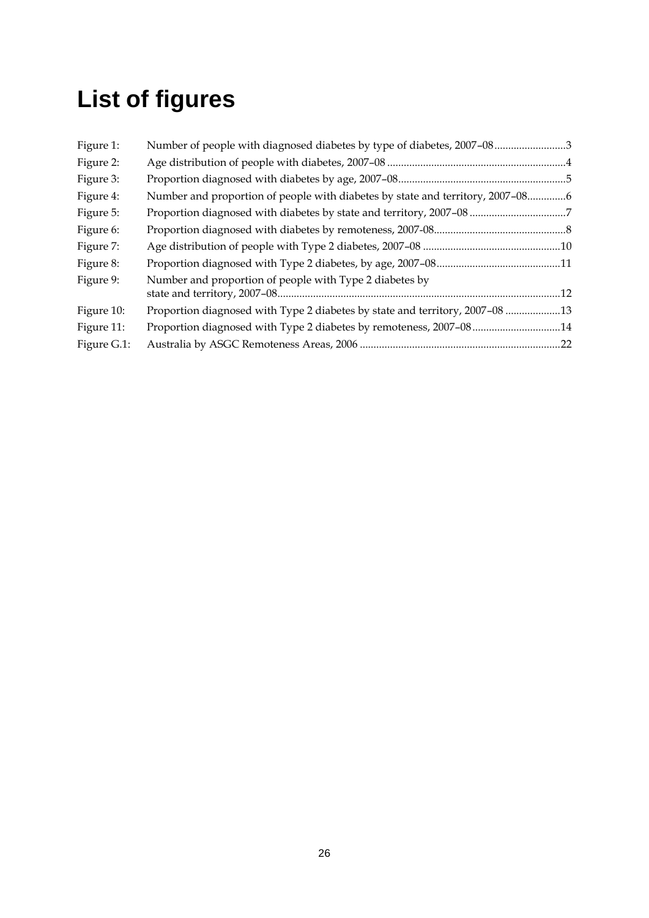# List of figures

| | | |
|---|---|---|
| Figure 1: | Number of people with diagnosed diabetes by type of diabetes, 2007–08 | 3 |
| Figure 2: | Age distribution of people with diabetes, 2007–08 | 4 |
| Figure 3: | Proportion diagnosed with diabetes by age, 2007–08 | 5 |
| Figure 4: | Number and proportion of people with diabetes by state and territory, 2007–08 | 6 |
| Figure 5: | Proportion diagnosed with diabetes by state and territory, 2007–08 | 7 |
| Figure 6: | Proportion diagnosed with diabetes by remoteness, 2007-08 | 8 |
| Figure 7: | Age distribution of people with Type 2 diabetes, 2007–08 | 10 |
| Figure 8: | Proportion diagnosed with Type 2 diabetes, by age, 2007–08 | 11 |
| Figure 9: | Number and proportion of people with Type 2 diabetes by state and territory, 2007–08 | 12 |
| Figure 10: | Proportion diagnosed with Type 2 diabetes by state and territory, 2007–08 | 13 |
| Figure 11: | Proportion diagnosed with Type 2 diabetes by remoteness, 2007–08 | 14 |
| Figure G.1: | Australia by ASGC Remoteness Areas, 2006 | 22 |